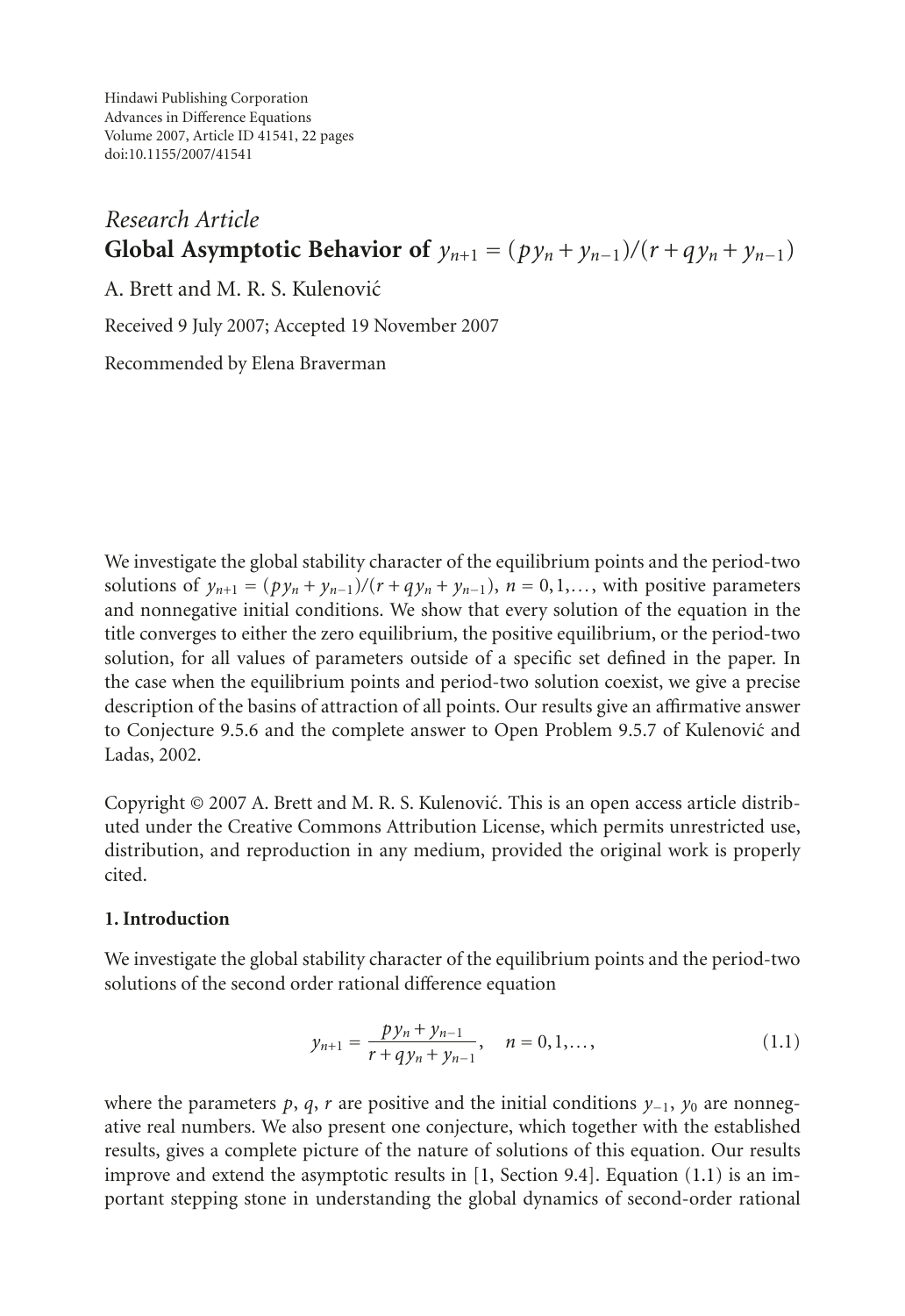Hindawi Publishing Corporation
Advances in Difference Equations
Volume 2007, Article ID 41541, 22 pages
doi:10.1155/2007/41541

*Research Article*

# Global Asymptotic Behavior of $y_{n+1} = (py_n + y_{n-1})/(r + qy_n + y_{n-1})$

A. Brett and M. R. S. Kulenović

Received 9 July 2007; Accepted 19 November 2007

Recommended by Elena Braverman

We investigate the global stability character of the equilibrium points and the period-two solutions of $y_{n+1} = (py_n + y_{n-1})/(r + qy_n + y_{n-1})$, $n = 0,1,\ldots$, with positive parameters and nonnegative initial conditions. We show that every solution of the equation in the title converges to either the zero equilibrium, the positive equilibrium, or the period-two solution, for all values of parameters outside of a specific set defined in the paper. In the case when the equilibrium points and period-two solution coexist, we give a precise description of the basins of attraction of all points. Our results give an affirmative answer to Conjecture 9.5.6 and the complete answer to Open Problem 9.5.7 of Kulenović and Ladas, 2002.

Copyright © 2007 A. Brett and M. R. S. Kulenović. This is an open access article distributed under the Creative Commons Attribution License, which permits unrestricted use, distribution, and reproduction in any medium, provided the original work is properly cited.

## 1. Introduction

We investigate the global stability character of the equilibrium points and the period-two solutions of the second order rational difference equation

$$y_{n+1} = \frac{py_n + y_{n-1}}{r + qy_n + y_{n-1}}, \quad n = 0,1,\ldots, \tag{1.1}$$

where the parameters $p$, $q$, $r$ are positive and the initial conditions $y_{-1}$, $y_0$ are nonnegative real numbers. We also present one conjecture, which together with the established results, gives a complete picture of the nature of solutions of this equation. Our results improve and extend the asymptotic results in [1, Section 9.4]. Equation (1.1) is an important stepping stone in understanding the global dynamics of second-order rational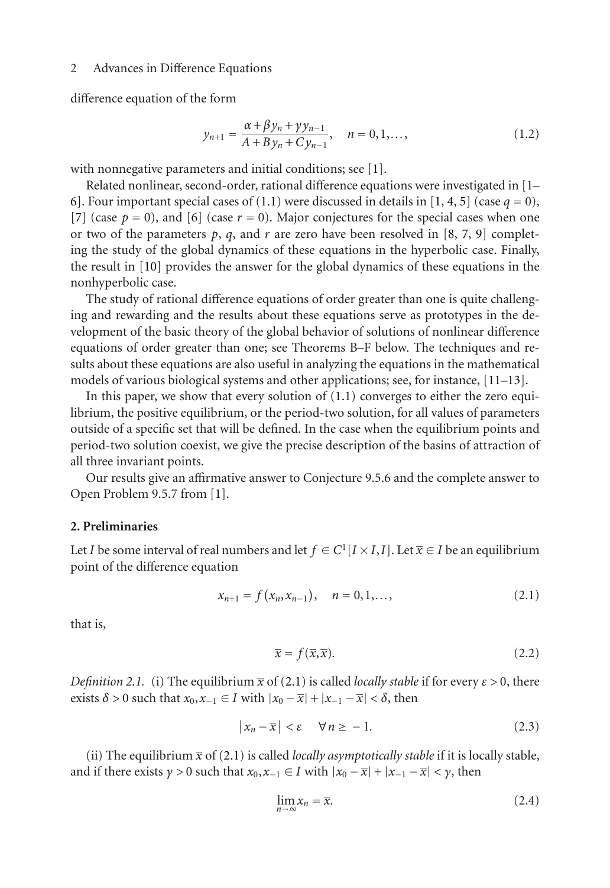difference equation of the form

$$y_{n+1} = \frac{\alpha + \beta y_n + \gamma y_{n-1}}{A + B y_n + C y_{n-1}}, \quad n = 0, 1, \ldots, \tag{1.2}$$

with nonnegative parameters and initial conditions; see [1].

Related nonlinear, second-order, rational difference equations were investigated in [1–6]. Four important special cases of (1.1) were discussed in details in [1, 4, 5] (case $q = 0$), [7] (case $p = 0$), and [6] (case $r = 0$). Major conjectures for the special cases when one or two of the parameters $p$, $q$, and $r$ are zero have been resolved in [8, 7, 9] completing the study of the global dynamics of these equations in the hyperbolic case. Finally, the result in [10] provides the answer for the global dynamics of these equations in the nonhyperbolic case.

The study of rational difference equations of order greater than one is quite challenging and rewarding and the results about these equations serve as prototypes in the development of the basic theory of the global behavior of solutions of nonlinear difference equations of order greater than one; see Theorems B–F below. The techniques and results about these equations are also useful in analyzing the equations in the mathematical models of various biological systems and other applications; see, for instance, [11–13].

In this paper, we show that every solution of (1.1) converges to either the zero equilibrium, the positive equilibrium, or the period-two solution, for all values of parameters outside of a specific set that will be defined. In the case when the equilibrium points and period-two solution coexist, we give the precise description of the basins of attraction of all three invariant points.

Our results give an affirmative answer to Conjecture 9.5.6 and the complete answer to Open Problem 9.5.7 from [1].

## 2. Preliminaries

Let $I$ be some interval of real numbers and let $f \in C^1[I \times I, I]$. Let $\bar{x} \in I$ be an equilibrium point of the difference equation

$$x_{n+1} = f(x_n, x_{n-1}), \quad n = 0, 1, \ldots, \tag{2.1}$$

that is,

$$\bar{x} = f(\bar{x}, \bar{x}). \tag{2.2}$$

*Definition 2.1.* (i) The equilibrium $\bar{x}$ of (2.1) is called *locally stable* if for every $\varepsilon > 0$, there exists $\delta > 0$ such that $x_0, x_{-1} \in I$ with $|x_0 - \bar{x}| + |x_{-1} - \bar{x}| < \delta$, then

$$|x_n - \bar{x}| < \varepsilon \quad \forall n \geq -1. \tag{2.3}$$

(ii) The equilibrium $\bar{x}$ of (2.1) is called *locally asymptotically stable* if it is locally stable, and if there exists $\gamma > 0$ such that $x_0, x_{-1} \in I$ with $|x_0 - \bar{x}| + |x_{-1} - \bar{x}| < \gamma$, then

$$\lim_{n \to \infty} x_n = \bar{x}. \tag{2.4}$$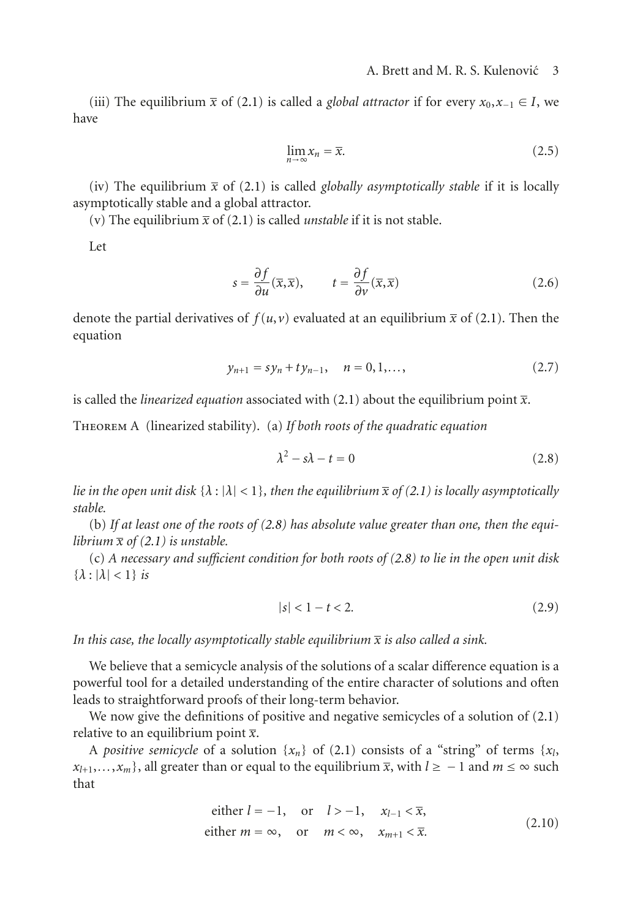(iii) The equilibrium $\overline{x}$ of (2.1) is called a *global attractor* if for every $x_0, x_{-1} \in I$, we have

$$\lim_{n\to\infty} x_n = \overline{x}. \tag{2.5}$$

(iv) The equilibrium $\overline{x}$ of (2.1) is called *globally asymptotically stable* if it is locally asymptotically stable and a global attractor.

(v) The equilibrium $\overline{x}$ of (2.1) is called *unstable* if it is not stable.

Let

$$s = \frac{\partial f}{\partial u}(\overline{x}, \overline{x}), \qquad t = \frac{\partial f}{\partial v}(\overline{x}, \overline{x}) \tag{2.6}$$

denote the partial derivatives of $f(u, v)$ evaluated at an equilibrium $\overline{x}$ of (2.1). Then the equation

$$y_{n+1} = s y_n + t y_{n-1}, \quad n = 0, 1, \ldots, \tag{2.7}$$

is called the *linearized equation* associated with (2.1) about the equilibrium point $\overline{x}$.

Theorem A (linearized stability). (a) *If both roots of the quadratic equation*

$$\lambda^2 - s\lambda - t = 0 \tag{2.8}$$

*lie in the open unit disk* $\{\lambda : |\lambda| < 1\}$, *then the equilibrium* $\overline{x}$ *of (2.1) is locally asymptotically stable.*

(b) *If at least one of the roots of (2.8) has absolute value greater than one, then the equilibrium* $\overline{x}$ *of (2.1) is unstable.*

(c) *A necessary and sufficient condition for both roots of (2.8) to lie in the open unit disk* $\{\lambda : |\lambda| < 1\}$ *is*

$$|s| < 1 - t < 2. \tag{2.9}$$

*In this case, the locally asymptotically stable equilibrium* $\overline{x}$ *is also called a sink.*

We believe that a semicycle analysis of the solutions of a scalar difference equation is a powerful tool for a detailed understanding of the entire character of solutions and often leads to straightforward proofs of their long-term behavior.

We now give the definitions of positive and negative semicycles of a solution of (2.1) relative to an equilibrium point $\overline{x}$.

A *positive semicycle* of a solution $\{x_n\}$ of (2.1) consists of a "string" of terms $\{x_l, x_{l+1}, \ldots, x_m\}$, all greater than or equal to the equilibrium $\overline{x}$, with $l \geq -1$ and $m \leq \infty$ such that

$$\begin{aligned} &\text{either } l = -1, \quad \text{or} \quad l > -1, \quad x_{l-1} < \overline{x}, \\ &\text{either } m = \infty, \quad \text{or} \quad m < \infty, \quad x_{m+1} < \overline{x}. \end{aligned} \tag{2.10}$$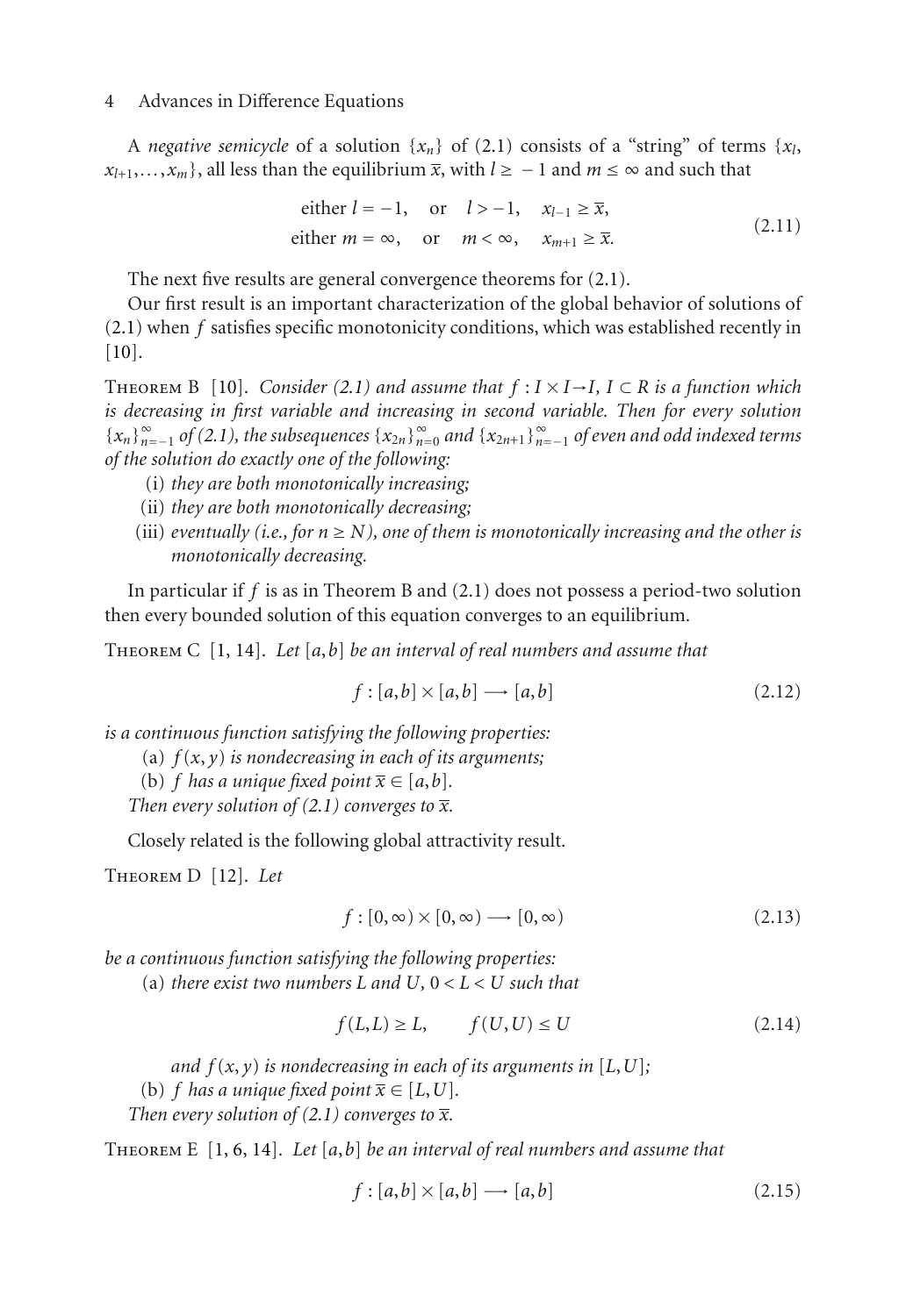A *negative semicycle* of a solution $\{x_n\}$ of (2.1) consists of a "string" of terms $\{x_l, x_{l+1}, \dots, x_m\}$, all less than the equilibrium $\overline{x}$, with $l \geq -1$ and $m \leq \infty$ and such that

$$\begin{aligned} &\text{either } l = -1, \quad \text{or} \quad l > -1, \quad x_{l-1} \geq \overline{x}, \\ &\text{either } m = \infty, \quad \text{or} \quad m < \infty, \quad x_{m+1} \geq \overline{x}. \end{aligned} \tag{2.11}$$

The next five results are general convergence theorems for (2.1).

Our first result is an important characterization of the global behavior of solutions of (2.1) when $f$ satisfies specific monotonicity conditions, which was established recently in [10].

Theorem B [10]. *Consider (2.1) and assume that $f : I \times I \to I$, $I \subset R$ is a function which is decreasing in first variable and increasing in second variable. Then for every solution $\{x_n\}_{n=-1}^{\infty}$ of (2.1), the subsequences $\{x_{2n}\}_{n=0}^{\infty}$ and $\{x_{2n+1}\}_{n=-1}^{\infty}$ of even and odd indexed terms of the solution do exactly one of the following:*

(i) *they are both monotonically increasing;*

(ii) *they are both monotonically decreasing;*

(iii) *eventually (i.e., for $n \geq N$), one of them is monotonically increasing and the other is monotonically decreasing.*

In particular if $f$ is as in Theorem B and (2.1) does not possess a period-two solution then every bounded solution of this equation converges to an equilibrium.

Theorem C [1, 14]. *Let $[a, b]$ be an interval of real numbers and assume that*

$$f : [a, b] \times [a, b] \longrightarrow [a, b] \tag{2.12}$$

*is a continuous function satisfying the following properties:*

(a) *$f(x, y)$ is nondecreasing in each of its arguments;*

(b) *$f$ has a unique fixed point $\overline{x} \in [a, b]$.*

*Then every solution of (2.1) converges to $\overline{x}$.*

Closely related is the following global attractivity result.

Theorem D [12]. *Let*

$$f : [0, \infty) \times [0, \infty) \longrightarrow [0, \infty) \tag{2.13}$$

*be a continuous function satisfying the following properties:*

(a) *there exist two numbers $L$ and $U$, $0 < L < U$ such that*

$$f(L, L) \geq L, \qquad f(U, U) \leq U \tag{2.14}$$

*and $f(x, y)$ is nondecreasing in each of its arguments in $[L, U]$;*

(b) *$f$ has a unique fixed point $\overline{x} \in [L, U]$.*

*Then every solution of (2.1) converges to $\overline{x}$.*

Theorem E [1, 6, 14]. *Let $[a, b]$ be an interval of real numbers and assume that*

$$f : [a, b] \times [a, b] \longrightarrow [a, b] \tag{2.15}$$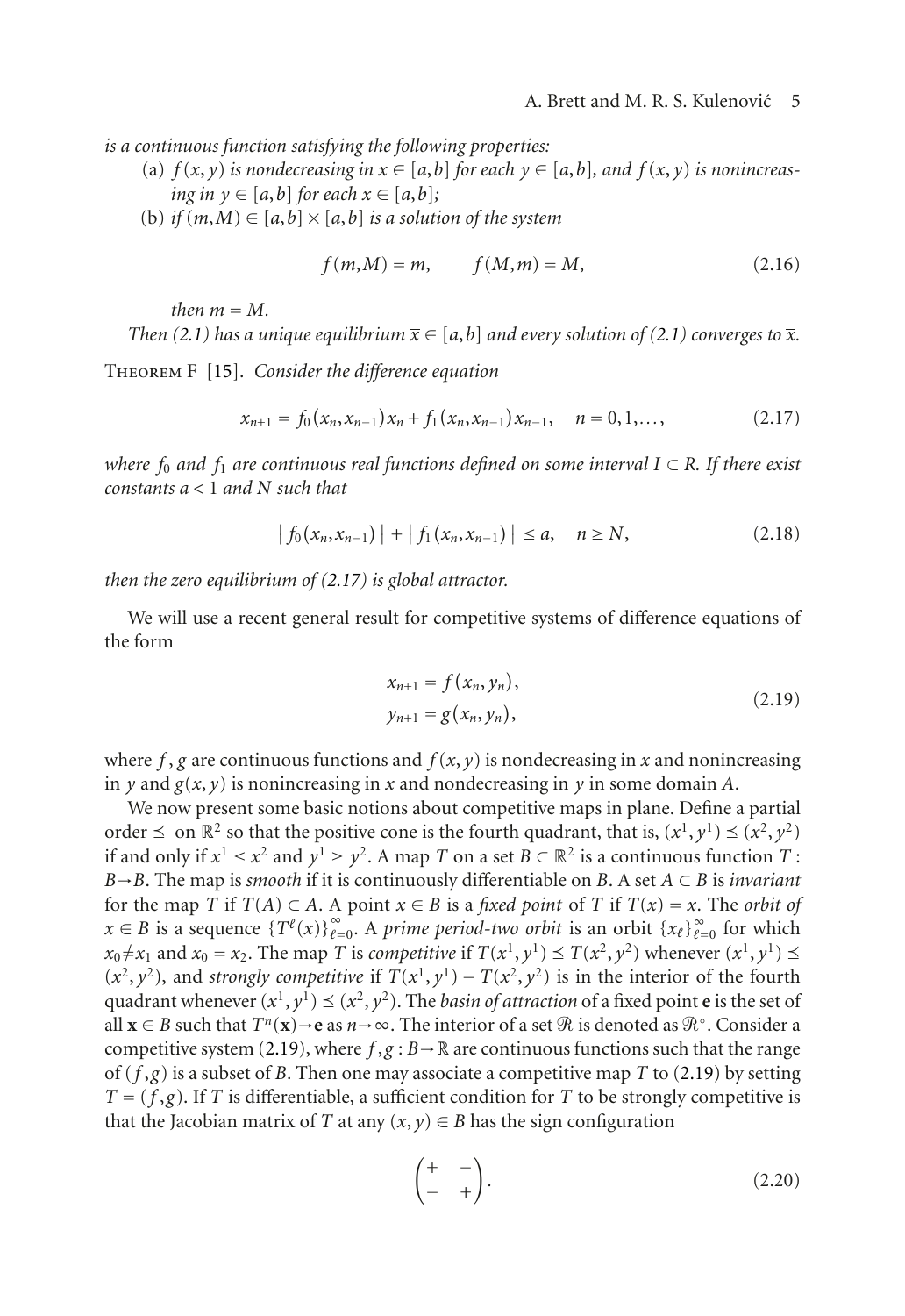*is a continuous function satisfying the following properties:*

(a) *$f(x,y)$ is nondecreasing in $x \in [a,b]$ for each $y \in [a,b]$, and $f(x,y)$ is nonincreasing in $y \in [a,b]$ for each $x \in [a,b]$;*

(b) *if $(m,M) \in [a,b] \times [a,b]$ is a solution of the system*

$$f(m,M) = m, \qquad f(M,m) = M, \tag{2.16}$$

*then $m = M$.*

*Then (2.1) has a unique equilibrium $\overline{x} \in [a,b]$ and every solution of (2.1) converges to $\overline{x}$.*

Theorem F [15]. *Consider the difference equation*

$$x_{n+1} = f_0(x_n, x_{n-1})x_n + f_1(x_n, x_{n-1})x_{n-1}, \quad n = 0, 1, \ldots, \tag{2.17}$$

*where $f_0$ and $f_1$ are continuous real functions defined on some interval $I \subset R$. If there exist constants $a < 1$ and $N$ such that*

$$|f_0(x_n, x_{n-1})| + |f_1(x_n, x_{n-1})| \leq a, \quad n \geq N, \tag{2.18}$$

*then the zero equilibrium of (2.17) is global attractor.*

We will use a recent general result for competitive systems of difference equations of the form

$$\begin{aligned} x_{n+1} &= f(x_n, y_n), \\ y_{n+1} &= g(x_n, y_n), \end{aligned} \tag{2.19}$$

where $f,g$ are continuous functions and $f(x,y)$ is nondecreasing in $x$ and nonincreasing in $y$ and $g(x,y)$ is nonincreasing in $x$ and nondecreasing in $y$ in some domain $A$.

We now present some basic notions about competitive maps in plane. Define a partial order $\preceq$ on $\mathbb{R}^2$ so that the positive cone is the fourth quadrant, that is, $(x^1, y^1) \preceq (x^2, y^2)$ if and only if $x^1 \leq x^2$ and $y^1 \geq y^2$. A map $T$ on a set $B \subset \mathbb{R}^2$ is a continuous function $T : B \to B$. The map is *smooth* if it is continuously differentiable on $B$. A set $A \subset B$ is *invariant* for the map $T$ if $T(A) \subset A$. A point $x \in B$ is a *fixed point* of $T$ if $T(x) = x$. The *orbit of* $x \in B$ is a sequence $\{T^{\ell}(x)\}_{\ell=0}^{\infty}$. A *prime period-two orbit* is an orbit $\{x_{\ell}\}_{\ell=0}^{\infty}$ for which $x_0 \neq x_1$ and $x_0 = x_2$. The map $T$ is *competitive* if $T(x^1, y^1) \preceq T(x^2, y^2)$ whenever $(x^1, y^1) \preceq (x^2, y^2)$, and *strongly competitive* if $T(x^1, y^1) - T(x^2, y^2)$ is in the interior of the fourth quadrant whenever $(x^1, y^1) \preceq (x^2, y^2)$. The *basin of attraction* of a fixed point $\mathbf{e}$ is the set of all $\mathbf{x} \in B$ such that $T^n(\mathbf{x}) \to \mathbf{e}$ as $n \to \infty$. The interior of a set $\mathcal{R}$ is denoted as $\mathcal{R}^{\circ}$. Consider a competitive system (2.19), where $f,g : B \to \mathbb{R}$ are continuous functions such that the range of $(f,g)$ is a subset of $B$. Then one may associate a competitive map $T$ to (2.19) by setting $T = (f,g)$. If $T$ is differentiable, a sufficient condition for $T$ to be strongly competitive is that the Jacobian matrix of $T$ at any $(x,y) \in B$ has the sign configuration

$$\begin{pmatrix} + & - \\ - & + \end{pmatrix}. \tag{2.20}$$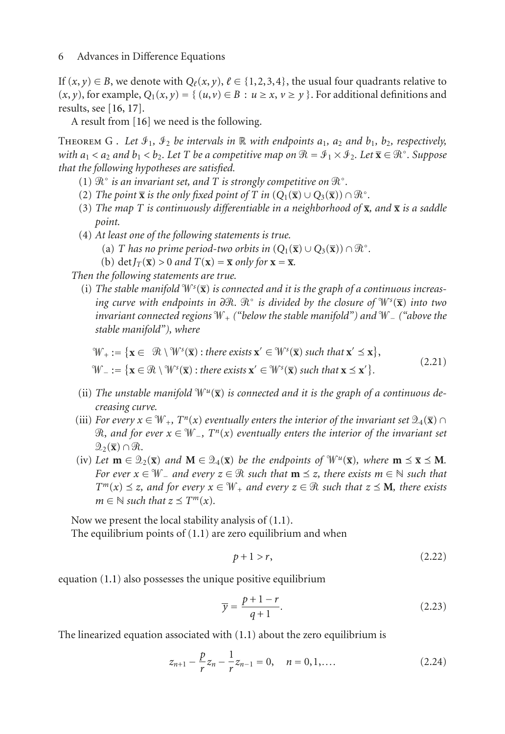If $(x,y) \in B$, we denote with $Q_\ell(x,y)$, $\ell \in \{1,2,3,4\}$, the usual four quadrants relative to $(x,y)$, for example, $Q_1(x,y) = \{ (u,v) \in B : u \geq x, v \geq y \}$. For additional definitions and results, see [16, 17].

A result from [16] we need is the following.

Theorem G. *Let $\mathcal{I}_1$, $\mathcal{I}_2$ be intervals in $\mathbb{R}$ with endpoints $a_1$, $a_2$ and $b_1$, $b_2$, respectively, with $a_1 < a_2$ and $b_1 < b_2$. Let $T$ be a competitive map on $\mathcal{R} = \mathcal{I}_1 \times \mathcal{I}_2$. Let $\overline{\mathbf{x}} \in \mathcal{R}^\circ$. Suppose that the following hypotheses are satisfied.*

(1) *$\mathcal{R}^\circ$ is an invariant set, and $T$ is strongly competitive on $\mathcal{R}^\circ$.*

(2) *The point $\overline{\mathbf{x}}$ is the only fixed point of $T$ in $(Q_1(\overline{\mathbf{x}}) \cup Q_3(\overline{\mathbf{x}})) \cap \mathcal{R}^\circ$.*

(3) *The map $T$ is continuously differentiable in a neighborhood of $\overline{\mathbf{x}}$, and $\overline{\mathbf{x}}$ is a saddle point.*

(4) *At least one of the following statements is true.*

   (a) *$T$ has no prime period-two orbits in $(Q_1(\overline{\mathbf{x}}) \cup Q_3(\overline{\mathbf{x}})) \cap \mathcal{R}^\circ$.*

   (b) *$\det J_T(\overline{\mathbf{x}}) > 0$ and $T(\mathbf{x}) = \overline{\mathbf{x}}$ only for $\mathbf{x} = \overline{\mathbf{x}}$.*

*Then the following statements are true.*

(i) *The stable manifold $\mathcal{W}^s(\overline{\mathbf{x}})$ is connected and it is the graph of a continuous increasing curve with endpoints in $\partial\mathcal{R}$. $\mathcal{R}^\circ$ is divided by the closure of $\mathcal{W}^s(\overline{\mathbf{x}})$ into two invariant connected regions $\mathcal{W}_+$ ("below the stable manifold") and $\mathcal{W}_-$ ("above the stable manifold"), where*

$$\begin{aligned}
\mathcal{W}_+ &:= \{\mathbf{x} \in \mathcal{R} \setminus \mathcal{W}^s(\overline{\mathbf{x}}) : \text{there exists } \mathbf{x}' \in \mathcal{W}^s(\overline{\mathbf{x}}) \text{ such that } \mathbf{x}' \preceq \mathbf{x}\}, \\
\mathcal{W}_- &:= \{\mathbf{x} \in \mathcal{R} \setminus \mathcal{W}^s(\overline{\mathbf{x}}) : \text{there exists } \mathbf{x}' \in \mathcal{W}^s(\overline{\mathbf{x}}) \text{ such that } \mathbf{x} \preceq \mathbf{x}'\}.
\end{aligned} \tag{2.21}$$

(ii) *The unstable manifold $\mathcal{W}^u(\overline{\mathbf{x}})$ is connected and it is the graph of a continuous decreasing curve.*

(iii) *For every $x \in \mathcal{W}_+$, $T^n(x)$ eventually enters the interior of the invariant set $\mathcal{Q}_4(\overline{\mathbf{x}}) \cap \mathcal{R}$, and for ever $x \in \mathcal{W}_-$, $T^n(x)$ eventually enters the interior of the invariant set $\mathcal{Q}_2(\overline{\mathbf{x}}) \cap \mathcal{R}$.*

(iv) *Let $\mathbf{m} \in \mathcal{Q}_2(\overline{\mathbf{x}})$ and $\mathbf{M} \in \mathcal{Q}_4(\overline{\mathbf{x}})$ be the endpoints of $\mathcal{W}^u(\overline{\mathbf{x}})$, where $\mathbf{m} \preceq \overline{\mathbf{x}} \preceq \mathbf{M}$. For ever $x \in \mathcal{W}_-$ and every $z \in \mathcal{R}$ such that $\mathbf{m} \preceq z$, there exists $m \in \mathbb{N}$ such that $T^m(x) \preceq z$, and for every $x \in \mathcal{W}_+$ and every $z \in \mathcal{R}$ such that $z \preceq \mathbf{M}$, there exists $m \in \mathbb{N}$ such that $z \preceq T^m(x)$.*

Now we present the local stability analysis of (1.1).

The equilibrium points of (1.1) are zero equilibrium and when

$$p + 1 > r, \tag{2.22}$$

equation (1.1) also possesses the unique positive equilibrium

$$\overline{y} = \frac{p+1-r}{q+1}. \tag{2.23}$$

The linearized equation associated with (1.1) about the zero equilibrium is

$$z_{n+1} - \frac{p}{r} z_n - \frac{1}{r} z_{n-1} = 0, \quad n = 0,1,\ldots. \tag{2.24}$$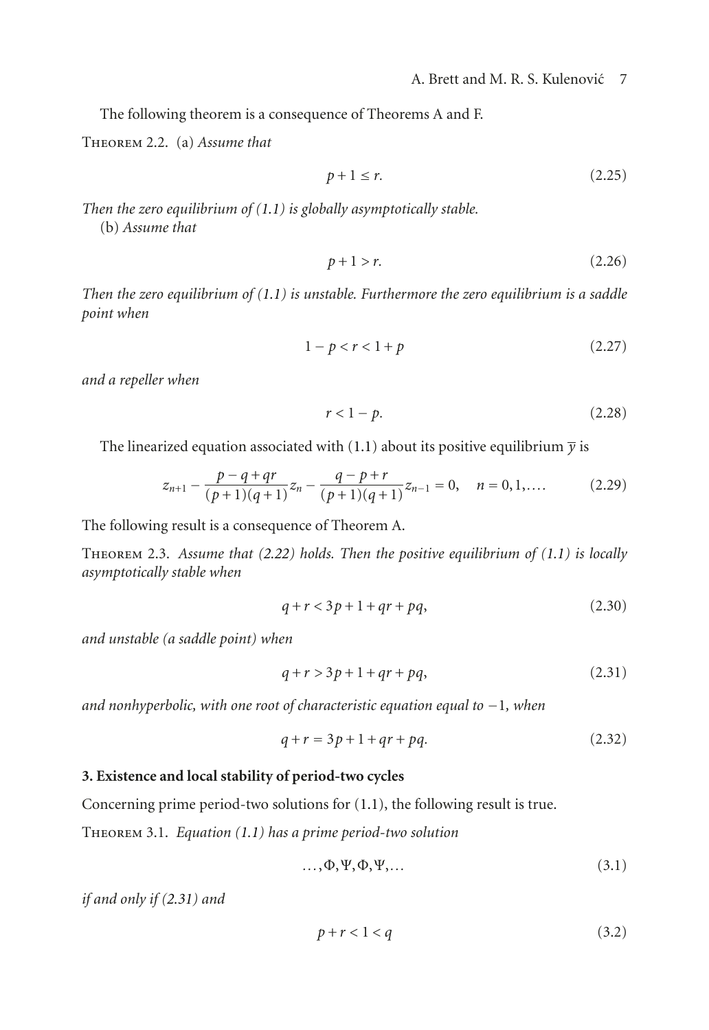The following theorem is a consequence of Theorems A and F.

Theorem 2.2. (a) *Assume that*

$$p+1 \leq r. \tag{2.25}$$

*Then the zero equilibrium of (1.1) is globally asymptotically stable.*

(b) *Assume that*

$$p+1 > r. \tag{2.26}$$

*Then the zero equilibrium of (1.1) is unstable. Furthermore the zero equilibrium is a saddle point when*

$$1-p < r < 1+p \tag{2.27}$$

*and a repeller when*

$$r < 1-p. \tag{2.28}$$

The linearized equation associated with (1.1) about its positive equilibrium $\overline{y}$ is

$$z_{n+1} - \frac{p-q+qr}{(p+1)(q+1)} z_n - \frac{q-p+r}{(p+1)(q+1)} z_{n-1} = 0, \quad n = 0,1,\ldots. \tag{2.29}$$

The following result is a consequence of Theorem A.

Theorem 2.3. *Assume that (2.22) holds. Then the positive equilibrium of (1.1) is locally asymptotically stable when*

$$q+r < 3p+1+qr+pq, \tag{2.30}$$

*and unstable (a saddle point) when*

$$q+r > 3p+1+qr+pq, \tag{2.31}$$

*and nonhyperbolic, with one root of characteristic equation equal to* $-1$*, when*

$$q+r = 3p+1+qr+pq. \tag{2.32}$$

## 3. Existence and local stability of period-two cycles

Concerning prime period-two solutions for (1.1), the following result is true.

Theorem 3.1. *Equation (1.1) has a prime period-two solution*

$$\ldots, \Phi, \Psi, \Phi, \Psi, \ldots \tag{3.1}$$

*if and only if (2.31) and*

$$p+r < 1 < q \tag{3.2}$$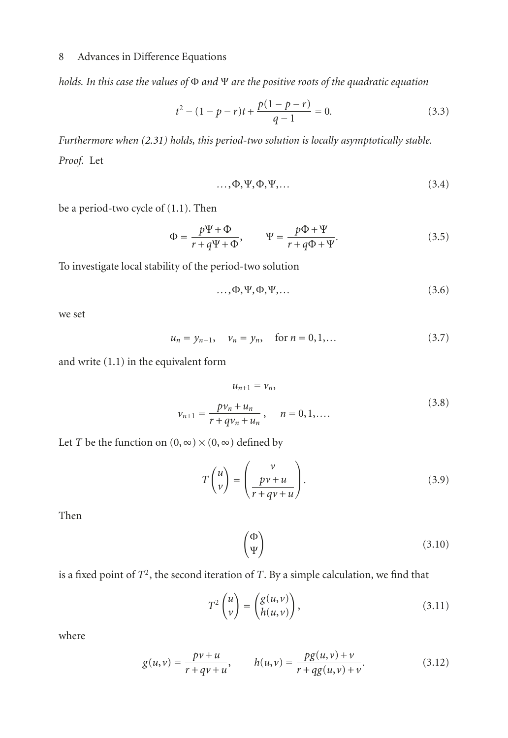*holds. In this case the values of* $\Phi$ *and* $\Psi$ *are the positive roots of the quadratic equation*

$$t^2 - (1-p-r)t + \frac{p(1-p-r)}{q-1} = 0. \tag{3.3}$$

*Furthermore when (2.31) holds, this period-two solution is locally asymptotically stable.*

*Proof.* Let

$$\dots, \Phi, \Psi, \Phi, \Psi, \dots \tag{3.4}$$

be a period-two cycle of (1.1). Then

$$\Phi = \frac{p\Psi + \Phi}{r + q\Psi + \Phi}, \qquad \Psi = \frac{p\Phi + \Psi}{r + q\Phi + \Psi}. \tag{3.5}$$

To investigate local stability of the period-two solution

$$\dots, \Phi, \Psi, \Phi, \Psi, \dots \tag{3.6}$$

we set

$$u_n = y_{n-1}, \quad v_n = y_n, \quad \text{for } n = 0, 1, \dots \tag{3.7}$$

and write (1.1) in the equivalent form

$$\begin{gathered} u_{n+1} = v_n, \\ v_{n+1} = \frac{pv_n + u_n}{r + qv_n + u_n}, \quad n = 0, 1, \dots. \end{gathered} \tag{3.8}$$

Let $T$ be the function on $(0,\infty) \times (0,\infty)$ defined by

$$T\begin{pmatrix} u \\ v \end{pmatrix} = \begin{pmatrix} v \\ \dfrac{pv + u}{r + qv + u} \end{pmatrix}. \tag{3.9}$$

Then

$$\begin{pmatrix} \Phi \\ \Psi \end{pmatrix} \tag{3.10}$$

is a fixed point of $T^2$, the second iteration of $T$. By a simple calculation, we find that

$$T^2\begin{pmatrix} u \\ v \end{pmatrix} = \begin{pmatrix} g(u,v) \\ h(u,v) \end{pmatrix}, \tag{3.11}$$

where

$$g(u,v) = \frac{pv + u}{r + qv + u}, \qquad h(u,v) = \frac{pg(u,v) + v}{r + qg(u,v) + v}. \tag{3.12}$$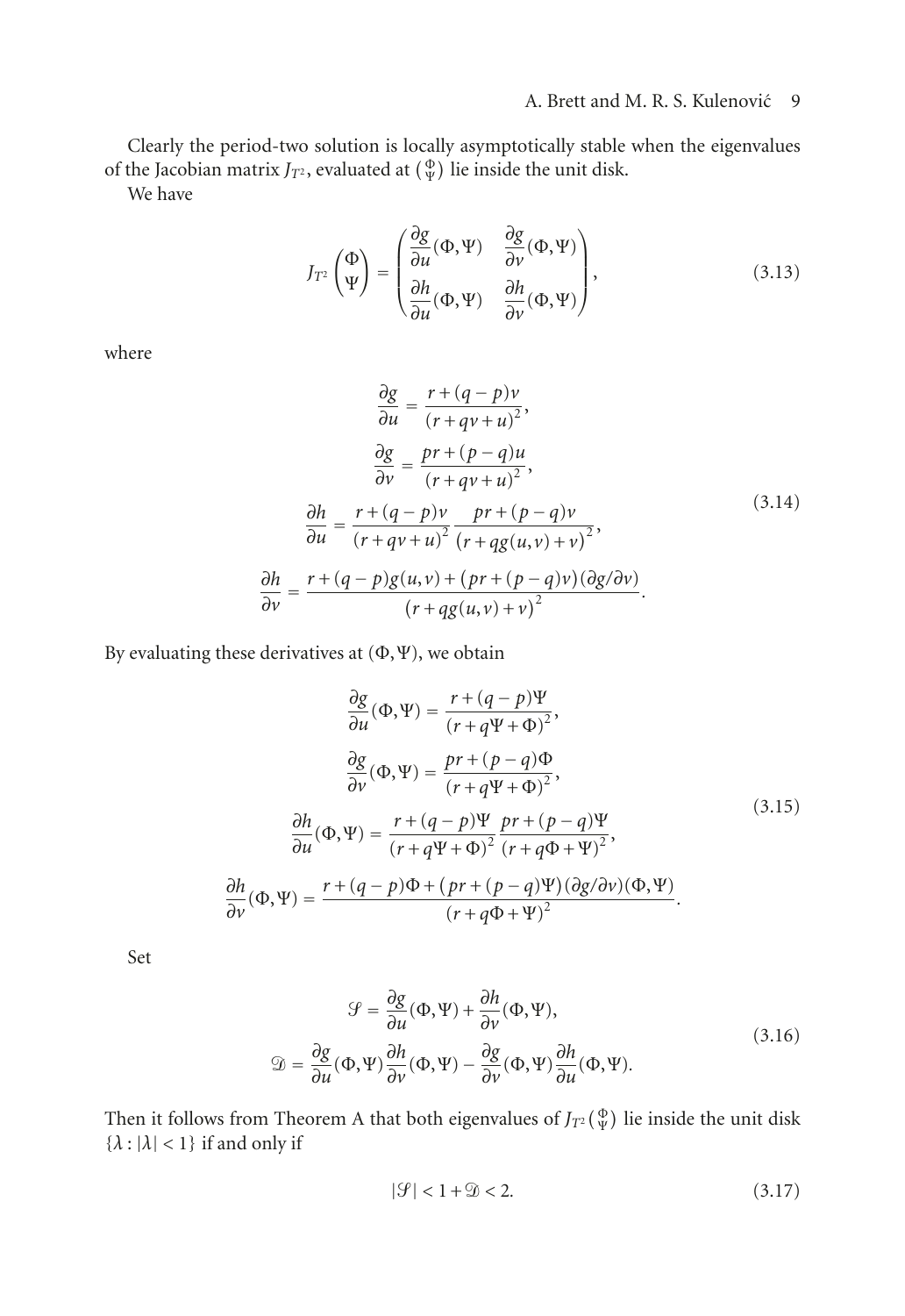Clearly the period-two solution is locally asymptotically stable when the eigenvalues of the Jacobian matrix $J_{T^2}$, evaluated at $\binom{\Phi}{\Psi}$ lie inside the unit disk.

We have

$$J_{T^2}\begin{pmatrix}\Phi\\ \Psi\end{pmatrix} = \begin{pmatrix} \dfrac{\partial g}{\partial u}(\Phi,\Psi) & \dfrac{\partial g}{\partial v}(\Phi,\Psi) \\ \dfrac{\partial h}{\partial u}(\Phi,\Psi) & \dfrac{\partial h}{\partial v}(\Phi,\Psi) \end{pmatrix}, \tag{3.13}$$

where

$$\begin{gathered}
\frac{\partial g}{\partial u} = \frac{r+(q-p)v}{(r+qv+u)^2}, \\
\frac{\partial g}{\partial v} = \frac{pr+(p-q)u}{(r+qv+u)^2}, \\
\frac{\partial h}{\partial u} = \frac{r+(q-p)v}{(r+qv+u)^2}\,\frac{pr+(p-q)v}{(r+qg(u,v)+v)^2}, \\
\frac{\partial h}{\partial v} = \frac{r+(q-p)g(u,v)+(pr+(p-q)v)(\partial g/\partial v)}{(r+qg(u,v)+v)^2}.
\end{gathered} \tag{3.14}$$

By evaluating these derivatives at $(\Phi,\Psi)$, we obtain

$$\begin{gathered}
\frac{\partial g}{\partial u}(\Phi,\Psi) = \frac{r+(q-p)\Psi}{(r+q\Psi+\Phi)^2}, \\
\frac{\partial g}{\partial v}(\Phi,\Psi) = \frac{pr+(p-q)\Phi}{(r+q\Psi+\Phi)^2}, \\
\frac{\partial h}{\partial u}(\Phi,\Psi) = \frac{r+(q-p)\Psi}{(r+q\Psi+\Phi)^2}\,\frac{pr+(p-q)\Psi}{(r+q\Phi+\Psi)^2}, \\
\frac{\partial h}{\partial v}(\Phi,\Psi) = \frac{r+(q-p)\Phi+(pr+(p-q)\Psi)(\partial g/\partial v)(\Phi,\Psi)}{(r+q\Phi+\Psi)^2}.
\end{gathered} \tag{3.15}$$

Set

$$\begin{gathered}
\mathcal{S} = \frac{\partial g}{\partial u}(\Phi,\Psi) + \frac{\partial h}{\partial v}(\Phi,\Psi), \\
\mathcal{D} = \frac{\partial g}{\partial u}(\Phi,\Psi)\frac{\partial h}{\partial v}(\Phi,\Psi) - \frac{\partial g}{\partial v}(\Phi,\Psi)\frac{\partial h}{\partial u}(\Phi,\Psi).
\end{gathered} \tag{3.16}$$

Then it follows from Theorem A that both eigenvalues of $J_{T^2}\binom{\Phi}{\Psi}$ lie inside the unit disk $\{\lambda : |\lambda| < 1\}$ if and only if

$$|\mathcal{S}| < 1 + \mathcal{D} < 2. \tag{3.17}$$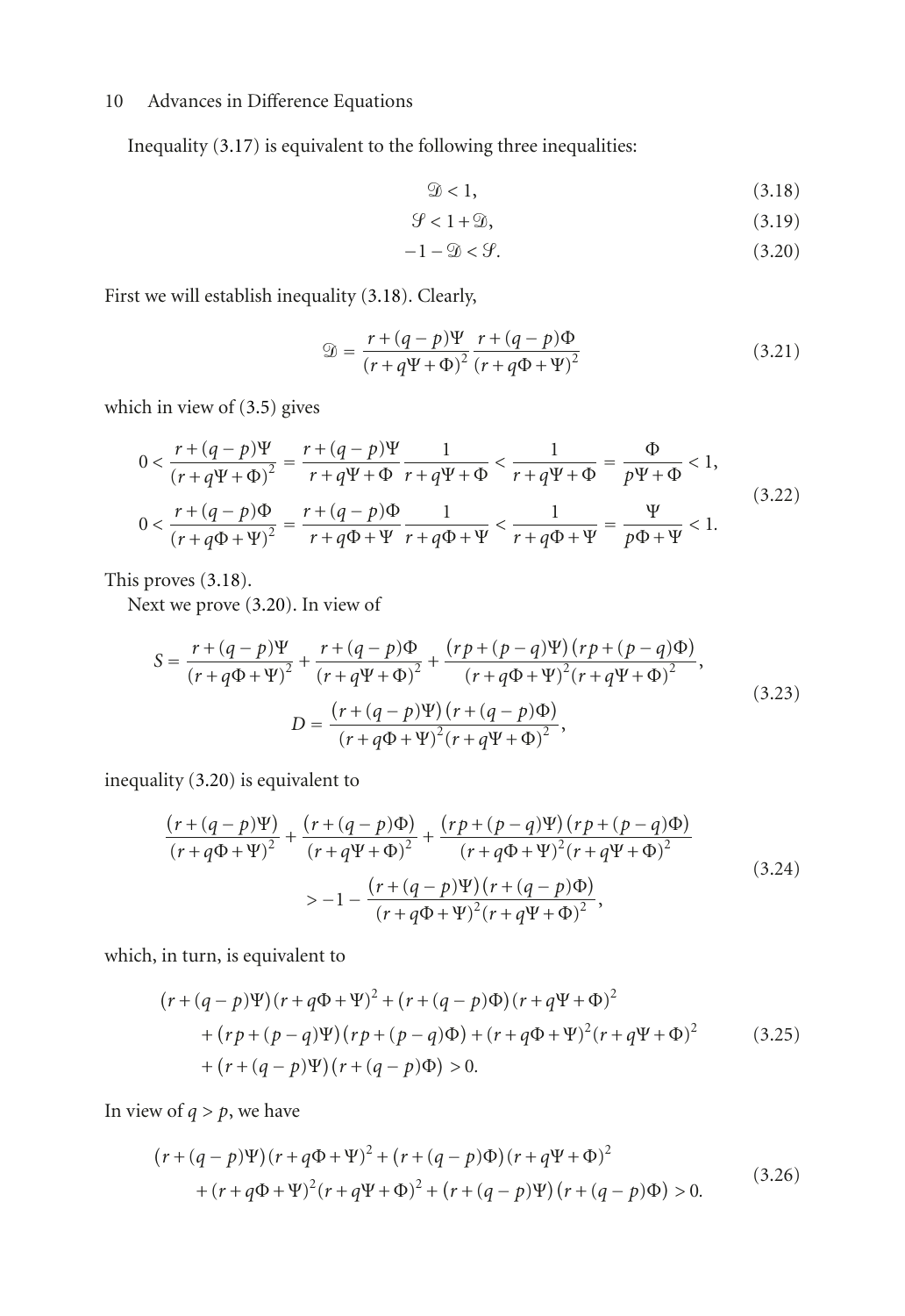Inequality (3.17) is equivalent to the following three inequalities:

$$\mathcal{D} < 1, \tag{3.18}$$

$$\mathcal{S} < 1 + \mathcal{D}, \tag{3.19}$$

$$-1 - \mathcal{D} < \mathcal{S}. \tag{3.20}$$

First we will establish inequality (3.18). Clearly,

$$\mathcal{D} = \frac{r + (q-p)\Psi}{(r + q\Psi + \Phi)^2} \frac{r + (q-p)\Phi}{(r + q\Phi + \Psi)^2} \tag{3.21}$$

which in view of (3.5) gives

$$\begin{aligned}
0 < \frac{r + (q-p)\Psi}{(r + q\Psi + \Phi)^2} &= \frac{r + (q-p)\Psi}{r + q\Psi + \Phi} \frac{1}{r + q\Psi + \Phi} < \frac{1}{r + q\Psi + \Phi} = \frac{\Phi}{p\Psi + \Phi} < 1, \\
0 < \frac{r + (q-p)\Phi}{(r + q\Phi + \Psi)^2} &= \frac{r + (q-p)\Phi}{r + q\Phi + \Psi} \frac{1}{r + q\Phi + \Psi} < \frac{1}{r + q\Phi + \Psi} = \frac{\Psi}{p\Phi + \Psi} < 1.
\end{aligned} \tag{3.22}$$

This proves (3.18).

Next we prove (3.20). In view of

$$\begin{aligned}
S &= \frac{r + (q-p)\Psi}{(r + q\Phi + \Psi)^2} + \frac{r + (q-p)\Phi}{(r + q\Psi + \Phi)^2} + \frac{(rp + (p-q)\Psi)(rp + (p-q)\Phi)}{(r + q\Phi + \Psi)^2 (r + q\Psi + \Phi)^2}, \\
D &= \frac{(r + (q-p)\Psi)(r + (q-p)\Phi)}{(r + q\Phi + \Psi)^2 (r + q\Psi + \Phi)^2},
\end{aligned} \tag{3.23}$$

inequality (3.20) is equivalent to

$$\begin{aligned}
&\frac{(r + (q-p)\Psi)}{(r + q\Phi + \Psi)^2} + \frac{(r + (q-p)\Phi)}{(r + q\Psi + \Phi)^2} + \frac{(rp + (p-q)\Psi)(rp + (p-q)\Phi)}{(r + q\Phi + \Psi)^2 (r + q\Psi + \Phi)^2} \\
&\qquad > -1 - \frac{(r + (q-p)\Psi)(r + (q-p)\Phi)}{(r + q\Phi + \Psi)^2 (r + q\Psi + \Phi)^2},
\end{aligned} \tag{3.24}$$

which, in turn, is equivalent to

$$\begin{aligned}
&(r + (q-p)\Psi)(r + q\Phi + \Psi)^2 + (r + (q-p)\Phi)(r + q\Psi + \Phi)^2 \\
&\quad + (rp + (p-q)\Psi)(rp + (p-q)\Phi) + (r + q\Phi + \Psi)^2 (r + q\Psi + \Phi)^2 \\
&\quad + (r + (q-p)\Psi)(r + (q-p)\Phi) > 0.
\end{aligned} \tag{3.25}$$

In view of $q > p$, we have

$$\begin{aligned}
&(r + (q-p)\Psi)(r + q\Phi + \Psi)^2 + (r + (q-p)\Phi)(r + q\Psi + \Phi)^2 \\
&\quad + (r + q\Phi + \Psi)^2 (r + q\Psi + \Phi)^2 + (r + (q-p)\Psi)(r + (q-p)\Phi) > 0.
\end{aligned} \tag{3.26}$$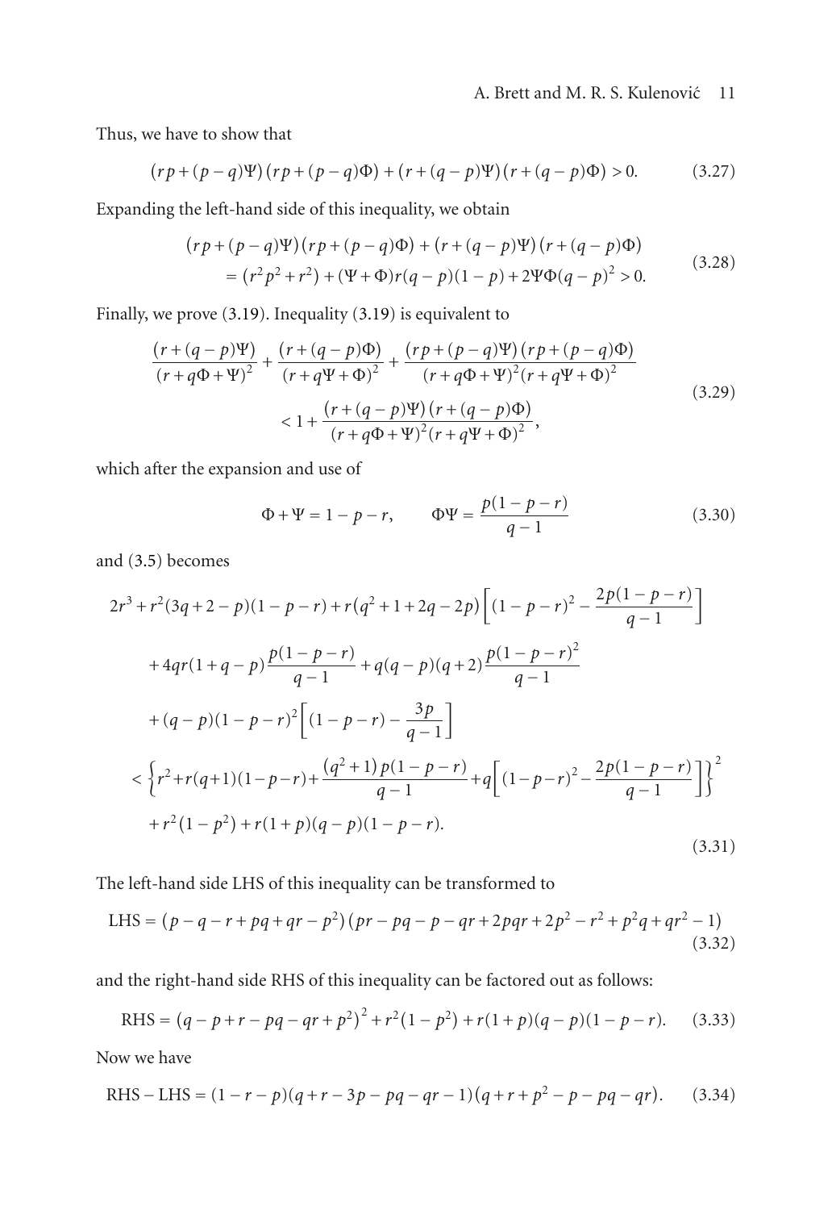Thus, we have to show that

$$(rp+(p-q)\Psi)(rp+(p-q)\Phi)+(r+(q-p)\Psi)(r+(q-p)\Phi)>0. \tag{3.27}$$

Expanding the left-hand side of this inequality, we obtain

$$\begin{aligned}
&(rp+(p-q)\Psi)(rp+(p-q)\Phi)+(r+(q-p)\Psi)(r+(q-p)\Phi)\\
&\quad=(r^2p^2+r^2)+(\Psi+\Phi)r(q-p)(1-p)+2\Psi\Phi(q-p)^2>0.
\end{aligned} \tag{3.28}$$

Finally, we prove (3.19). Inequality (3.19) is equivalent to

$$\begin{aligned}
&\frac{(r+(q-p)\Psi)}{(r+q\Phi+\Psi)^2}+\frac{(r+(q-p)\Phi)}{(r+q\Psi+\Phi)^2}+\frac{(rp+(p-q)\Psi)(rp+(p-q)\Phi)}{(r+q\Phi+\Psi)^2(r+q\Psi+\Phi)^2}\\
&\qquad<1+\frac{(r+(q-p)\Psi)(r+(q-p)\Phi)}{(r+q\Phi+\Psi)^2(r+q\Psi+\Phi)^2},
\end{aligned} \tag{3.29}$$

which after the expansion and use of

$$\Phi+\Psi=1-p-r,\qquad \Phi\Psi=\frac{p(1-p-r)}{q-1} \tag{3.30}$$

and (3.5) becomes

$$\begin{aligned}
&2r^3+r^2(3q+2-p)(1-p-r)+r(q^2+1+2q-2p)\left[(1-p-r)^2-\frac{2p(1-p-r)}{q-1}\right]\\
&\quad+4qr(1+q-p)\frac{p(1-p-r)}{q-1}+q(q-p)(q+2)\frac{p(1-p-r)^2}{q-1}\\
&\quad+(q-p)(1-p-r)^2\left[(1-p-r)-\frac{3p}{q-1}\right]\\
&\quad<\left\{r^2+r(q+1)(1-p-r)+\frac{(q^2+1)p(1-p-r)}{q-1}+q\left[(1-p-r)^2-\frac{2p(1-p-r)}{q-1}\right]\right\}^2\\
&\quad+r^2(1-p^2)+r(1+p)(q-p)(1-p-r).
\end{aligned} \tag{3.31}$$

The left-hand side LHS of this inequality can be transformed to

$$\text{LHS}=(p-q-r+pq+qr-p^2)(pr-pq-p-qr+2pqr+2p^2-r^2+p^2q+qr^2-1) \tag{3.32}$$

and the right-hand side RHS of this inequality can be factored out as follows:

$$\text{RHS}=(q-p+r-pq-qr+p^2)^2+r^2(1-p^2)+r(1+p)(q-p)(1-p-r). \tag{3.33}$$

Now we have

$$\text{RHS}-\text{LHS}=(1-r-p)(q+r-3p-pq-qr-1)(q+r+p^2-p-pq-qr). \tag{3.34}$$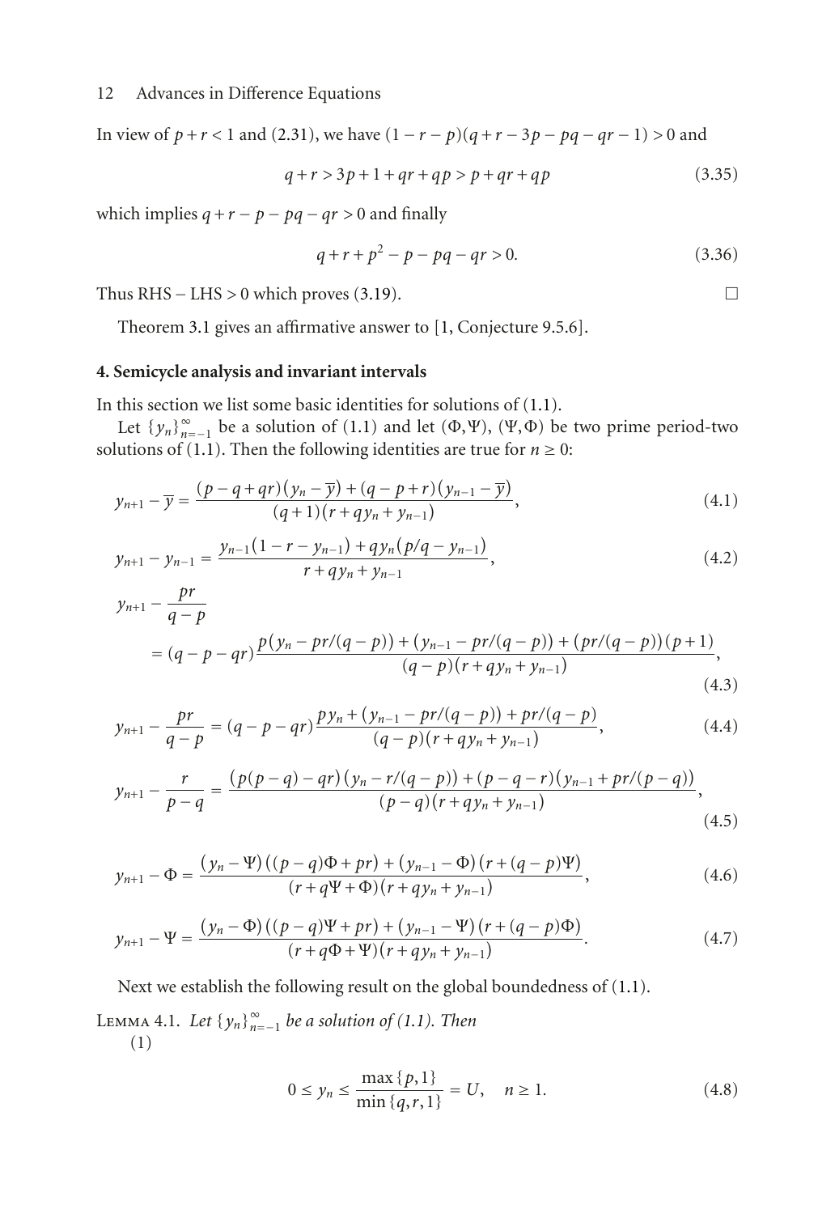In view of $p+r<1$ and (2.31), we have $(1-r-p)(q+r-3p-pq-qr-1)>0$ and

$$q+r>3p+1+qr+qp>p+qr+qp \tag{3.35}$$

which implies $q+r-p-pq-qr>0$ and finally

$$q+r+p^2-p-pq-qr>0. \tag{3.36}$$

Thus RHS − LHS > 0 which proves (3.19). □

Theorem 3.1 gives an affirmative answer to [1, Conjecture 9.5.6].

## 4. Semicycle analysis and invariant intervals

In this section we list some basic identities for solutions of (1.1).

Let $\{y_n\}_{n=-1}^{\infty}$ be a solution of (1.1) and let $(\Phi,\Psi)$, $(\Psi,\Phi)$ be two prime period-two solutions of (1.1). Then the following identities are true for $n\geq 0$:

$$y_{n+1}-\overline{y}=\frac{(p-q+qr)(y_n-\overline{y})+(q-p+r)(y_{n-1}-\overline{y})}{(q+1)(r+qy_n+y_{n-1})}, \tag{4.1}$$

$$y_{n+1}-y_{n-1}=\frac{y_{n-1}(1-r-y_{n-1})+qy_n(p/q-y_{n-1})}{r+qy_n+y_{n-1}}, \tag{4.2}$$

$$y_{n+1}-\frac{pr}{q-p} = (q-p-qr)\frac{p(y_n-pr/(q-p))+(y_{n-1}-pr/(q-p))+(pr/(q-p))(p+1)}{(q-p)(r+qy_n+y_{n-1})}, \tag{4.3}$$

$$y_{n+1}-\frac{pr}{q-p}=(q-p-qr)\frac{py_n+(y_{n-1}-pr/(q-p))+pr/(q-p)}{(q-p)(r+qy_n+y_{n-1})}, \tag{4.4}$$

$$y_{n+1}-\frac{r}{p-q}=\frac{(p(p-q)-qr)(y_n-r/(q-p))+(p-q-r)(y_{n-1}+pr/(p-q))}{(p-q)(r+qy_n+y_{n-1})}, \tag{4.5}$$

$$y_{n+1}-\Phi=\frac{(y_n-\Psi)((p-q)\Phi+pr)+(y_{n-1}-\Phi)(r+(q-p)\Psi)}{(r+q\Psi+\Phi)(r+qy_n+y_{n-1})}, \tag{4.6}$$

$$y_{n+1}-\Psi=\frac{(y_n-\Phi)((p-q)\Psi+pr)+(y_{n-1}-\Psi)(r+(q-p)\Phi)}{(r+q\Phi+\Psi)(r+qy_n+y_{n-1})}. \tag{4.7}$$

Next we establish the following result on the global boundedness of (1.1).

Lemma 4.1. *Let $\{y_n\}_{n=-1}^{\infty}$ be a solution of (1.1). Then*

(1)

$$0\leq y_n\leq\frac{\max\{p,1\}}{\min\{q,r,1\}}=U,\quad n\geq 1. \tag{4.8}$$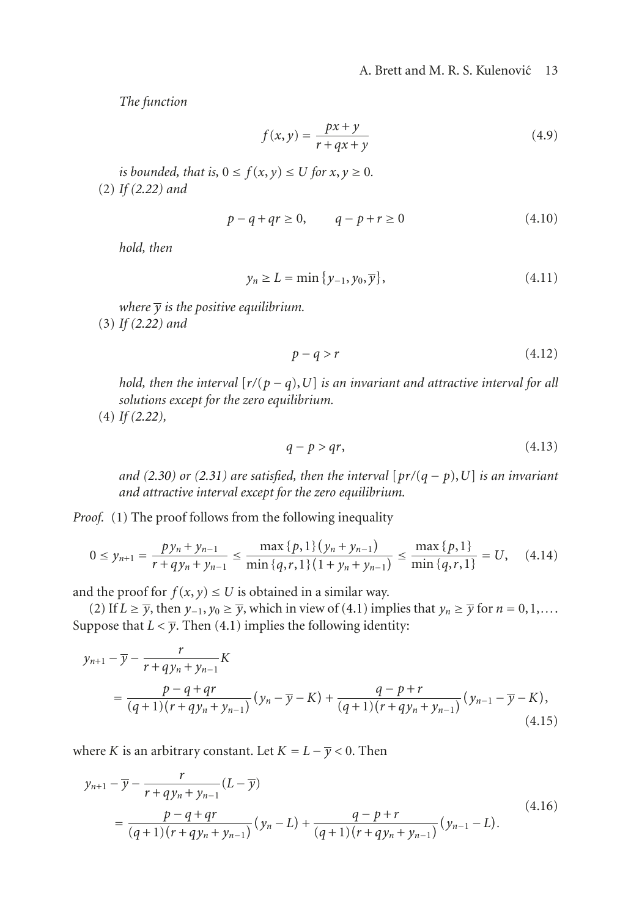*The function*

$$f(x,y) = \frac{px + y}{r + qx + y} \tag{4.9}$$

*is bounded, that is,* $0 \le f(x,y) \le U$ *for* $x, y \ge 0$.

(2) *If (2.22) and*

$$p - q + qr \ge 0, \qquad q - p + r \ge 0 \tag{4.10}$$

*hold, then*

$$y_n \ge L = \min\{y_{-1}, y_0, \overline{y}\}, \tag{4.11}$$

*where* $\overline{y}$ *is the positive equilibrium.*

(3) *If (2.22) and*

$$p - q > r \tag{4.12}$$

*hold, then the interval* $[r/(p-q), U]$ *is an invariant and attractive interval for all solutions except for the zero equilibrium.*

(4) *If (2.22),*

$$q - p > qr, \tag{4.13}$$

*and (2.30) or (2.31) are satisfied, then the interval* $[pr/(q-p), U]$ *is an invariant and attractive interval except for the zero equilibrium.*

*Proof.* (1) The proof follows from the following inequality

$$0 \le y_{n+1} = \frac{py_n + y_{n-1}}{r + qy_n + y_{n-1}} \le \frac{\max\{p,1\}(y_n + y_{n-1})}{\min\{q,r,1\}(1 + y_n + y_{n-1})} \le \frac{\max\{p,1\}}{\min\{q,r,1\}} = U, \tag{4.14}$$

and the proof for $f(x,y) \le U$ is obtained in a similar way.

(2) If $L \ge \overline{y}$, then $y_{-1}, y_0 \ge \overline{y}$, which in view of (4.1) implies that $y_n \ge \overline{y}$ for $n = 0, 1, \ldots$. Suppose that $L < \overline{y}$. Then (4.1) implies the following identity:

$$\begin{aligned} y_{n+1} - \overline{y} - \frac{r}{r + qy_n + y_{n-1}} K \\ = \frac{p - q + qr}{(q+1)(r + qy_n + y_{n-1})}(y_n - \overline{y} - K) + \frac{q - p + r}{(q+1)(r + qy_n + y_{n-1})}(y_{n-1} - \overline{y} - K), \end{aligned} \tag{4.15}$$

where $K$ is an arbitrary constant. Let $K = L - \overline{y} < 0$. Then

$$\begin{aligned} y_{n+1} - \overline{y} - \frac{r}{r + qy_n + y_{n-1}}(L - \overline{y}) \\ = \frac{p - q + qr}{(q+1)(r + qy_n + y_{n-1})}(y_n - L) + \frac{q - p + r}{(q+1)(r + qy_n + y_{n-1})}(y_{n-1} - L). \end{aligned} \tag{4.16}$$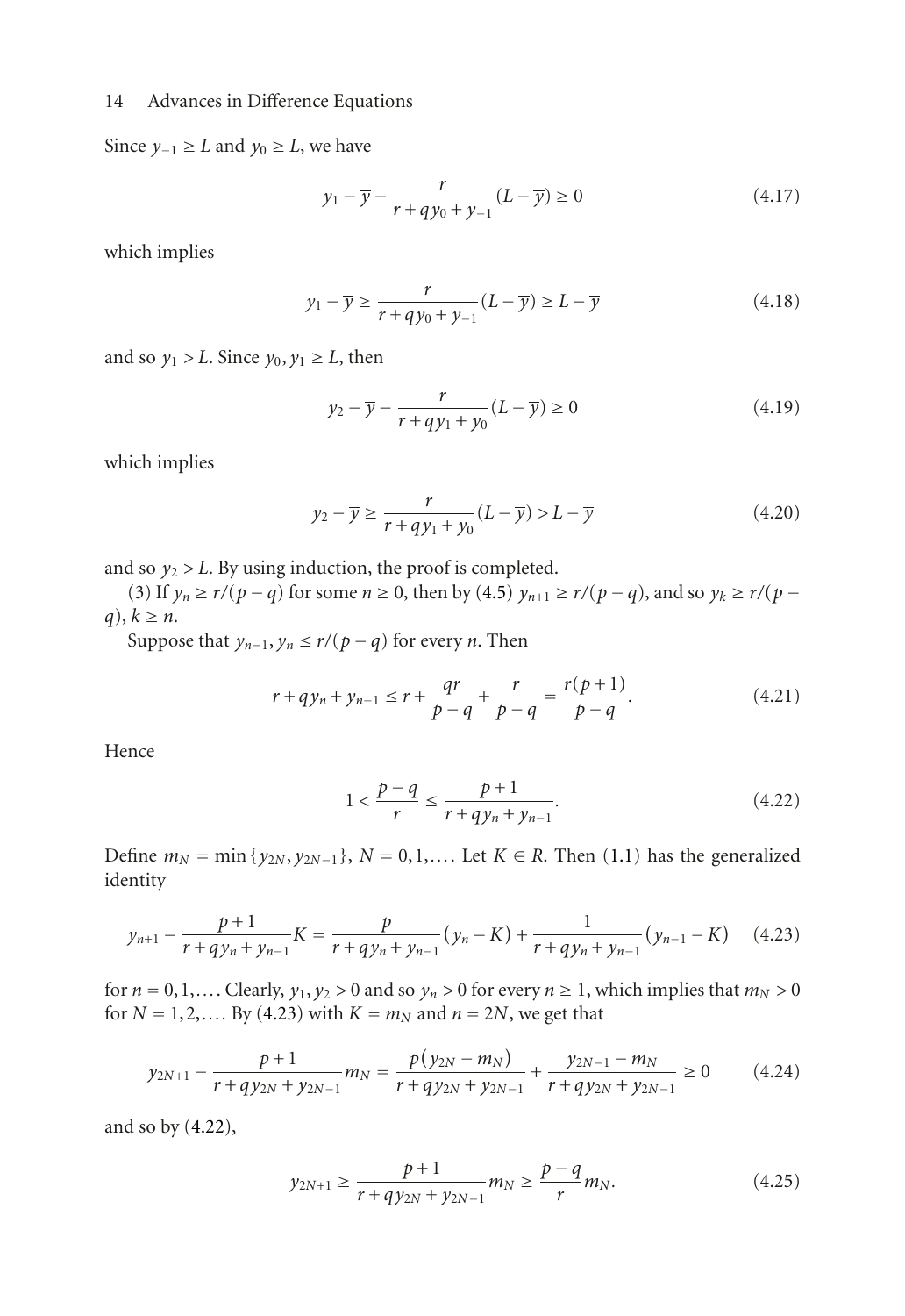Since $y_{-1} \geq L$ and $y_0 \geq L$, we have

$$y_1 - \overline{y} - \frac{r}{r + qy_0 + y_{-1}}(L - \overline{y}) \geq 0 \tag{4.17}$$

which implies

$$y_1 - \overline{y} \geq \frac{r}{r + qy_0 + y_{-1}}(L - \overline{y}) \geq L - \overline{y} \tag{4.18}$$

and so $y_1 > L$. Since $y_0, y_1 \geq L$, then

$$y_2 - \overline{y} - \frac{r}{r + qy_1 + y_0}(L - \overline{y}) \geq 0 \tag{4.19}$$

which implies

$$y_2 - \overline{y} \geq \frac{r}{r + qy_1 + y_0}(L - \overline{y}) > L - \overline{y} \tag{4.20}$$

and so $y_2 > L$. By using induction, the proof is completed.

(3) If $y_n \geq r/(p - q)$ for some $n \geq 0$, then by (4.5) $y_{n+1} \geq r/(p - q)$, and so $y_k \geq r/(p - q)$, $k \geq n$.

Suppose that $y_{n-1}, y_n \leq r/(p - q)$ for every $n$. Then

$$r + qy_n + y_{n-1} \leq r + \frac{qr}{p - q} + \frac{r}{p - q} = \frac{r(p + 1)}{p - q}. \tag{4.21}$$

Hence

$$1 < \frac{p - q}{r} \leq \frac{p + 1}{r + qy_n + y_{n-1}}. \tag{4.22}$$

Define $m_N = \min\{y_{2N}, y_{2N-1}\}$, $N = 0, 1, \ldots$. Let $K \in R$. Then (1.1) has the generalized identity

$$y_{n+1} - \frac{p + 1}{r + qy_n + y_{n-1}}K = \frac{p}{r + qy_n + y_{n-1}}(y_n - K) + \frac{1}{r + qy_n + y_{n-1}}(y_{n-1} - K) \tag{4.23}$$

for $n = 0, 1, \ldots$. Clearly, $y_1, y_2 > 0$ and so $y_n > 0$ for every $n \geq 1$, which implies that $m_N > 0$ for $N = 1, 2, \ldots$. By (4.23) with $K = m_N$ and $n = 2N$, we get that

$$y_{2N+1} - \frac{p + 1}{r + qy_{2N} + y_{2N-1}}m_N = \frac{p(y_{2N} - m_N)}{r + qy_{2N} + y_{2N-1}} + \frac{y_{2N-1} - m_N}{r + qy_{2N} + y_{2N-1}} \geq 0 \tag{4.24}$$

and so by (4.22),

$$y_{2N+1} \geq \frac{p + 1}{r + qy_{2N} + y_{2N-1}}m_N \geq \frac{p - q}{r}m_N. \tag{4.25}$$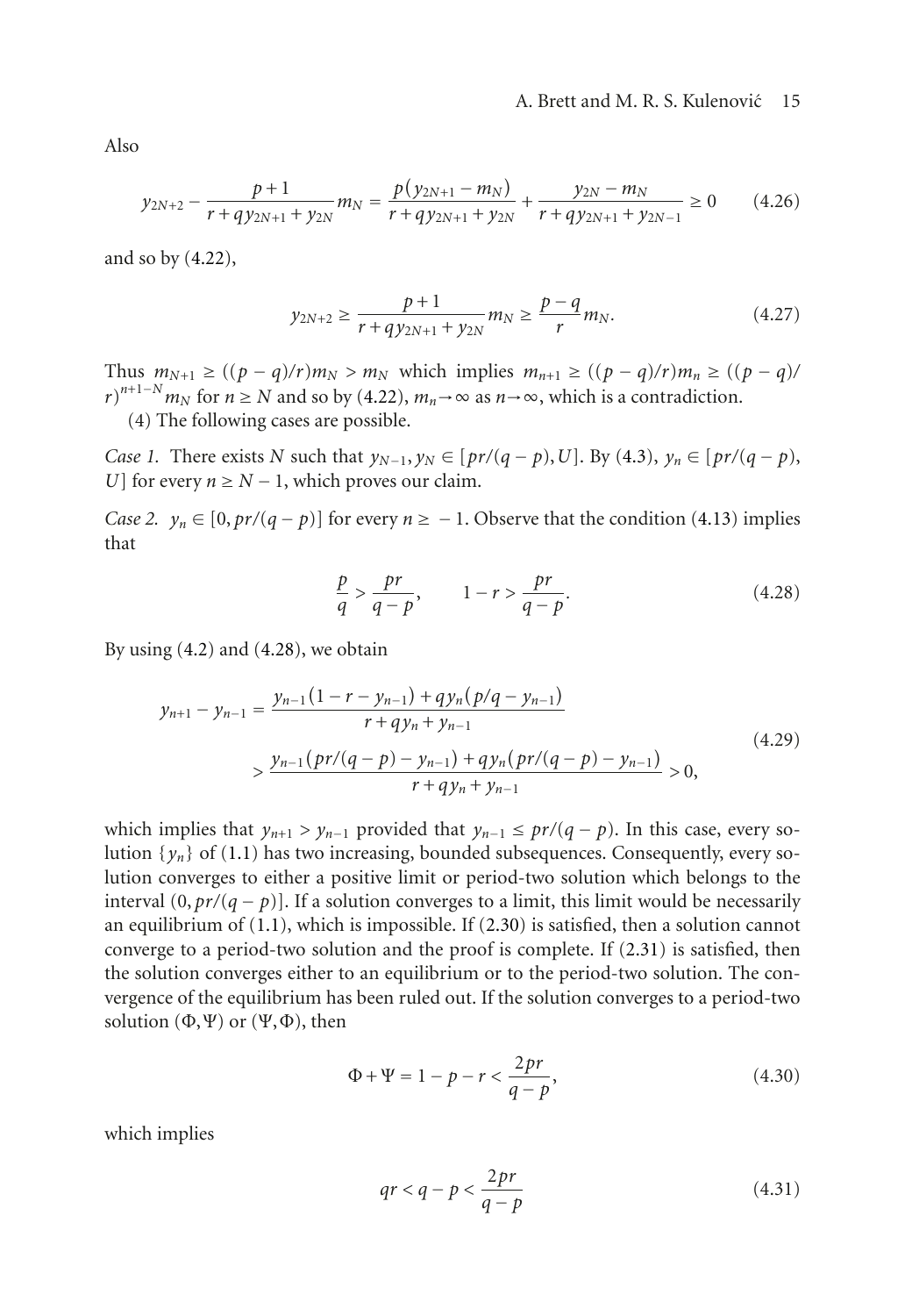Also

$$y_{2N+2} - \frac{p+1}{r+qy_{2N+1}+y_{2N}}m_N = \frac{p(y_{2N+1}-m_N)}{r+qy_{2N+1}+y_{2N}} + \frac{y_{2N}-m_N}{r+qy_{2N+1}+y_{2N-1}} \geq 0 \tag{4.26}$$

and so by (4.22),

$$y_{2N+2} \geq \frac{p+1}{r+qy_{2N+1}+y_{2N}}m_N \geq \frac{p-q}{r}m_N. \tag{4.27}$$

Thus $m_{N+1} \geq ((p-q)/r)m_N > m_N$ which implies $m_{n+1} \geq ((p-q)/r)m_n \geq ((p-q)/r)^{n+1-N}m_N$ for $n \geq N$ and so by (4.22), $m_n \to \infty$ as $n \to \infty$, which is a contradiction.

(4) The following cases are possible.

*Case 1.* There exists $N$ such that $y_{N-1}, y_N \in [pr/(q-p), U]$. By (4.3), $y_n \in [pr/(q-p), U]$ for every $n \geq N-1$, which proves our claim.

*Case 2.* $y_n \in [0, pr/(q-p)]$ for every $n \geq -1$. Observe that the condition (4.13) implies that

$$\frac{p}{q} > \frac{pr}{q-p}, \qquad 1-r > \frac{pr}{q-p}. \tag{4.28}$$

By using (4.2) and (4.28), we obtain

$$\begin{aligned} y_{n+1} - y_{n-1} &= \frac{y_{n-1}(1-r-y_{n-1}) + qy_n(p/q - y_{n-1})}{r+qy_n+y_{n-1}} \\ &> \frac{y_{n-1}(pr/(q-p) - y_{n-1}) + qy_n(pr/(q-p) - y_{n-1})}{r+qy_n+y_{n-1}} > 0, \end{aligned} \tag{4.29}$$

which implies that $y_{n+1} > y_{n-1}$ provided that $y_{n-1} \leq pr/(q-p)$. In this case, every solution $\{y_n\}$ of (1.1) has two increasing, bounded subsequences. Consequently, every solution converges to either a positive limit or period-two solution which belongs to the interval $(0, pr/(q-p)]$. If a solution converges to a limit, this limit would be necessarily an equilibrium of (1.1), which is impossible. If (2.30) is satisfied, then a solution cannot converge to a period-two solution and the proof is complete. If (2.31) is satisfied, then the solution converges either to an equilibrium or to the period-two solution. The convergence of the equilibrium has been ruled out. If the solution converges to a period-two solution $(\Phi, \Psi)$ or $(\Psi, \Phi)$, then

$$\Phi + \Psi = 1 - p - r < \frac{2pr}{q-p}, \tag{4.30}$$

which implies

$$qr < q - p < \frac{2pr}{q-p} \tag{4.31}$$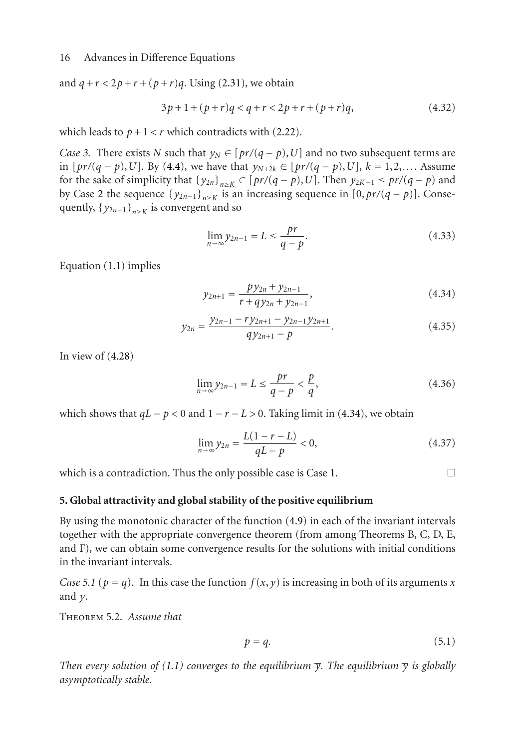and $q + r < 2p + r + (p + r)q$. Using (2.31), we obtain

$$3p + 1 + (p + r)q < q + r < 2p + r + (p + r)q, \tag{4.32}$$

which leads to $p + 1 < r$ which contradicts with (2.22).

*Case 3.* There exists $N$ such that $y_N \in [pr/(q - p), U]$ and no two subsequent terms are in $[pr/(q - p), U]$. By (4.4), we have that $y_{N+2k} \in [pr/(q - p), U]$, $k = 1, 2, \ldots$. Assume for the sake of simplicity that $\{y_{2n}\}_{n \geq K} \subset [pr/(q - p), U]$. Then $y_{2K-1} \leq pr/(q - p)$ and by Case 2 the sequence $\{y_{2n-1}\}_{n \geq K}$ is an increasing sequence in $[0, pr/(q - p)]$. Consequently, $\{y_{2n-1}\}_{n \geq K}$ is convergent and so

$$\lim_{n \to \infty} y_{2n-1} = L \leq \frac{pr}{q - p}. \tag{4.33}$$

Equation (1.1) implies

$$y_{2n+1} = \frac{py_{2n} + y_{2n-1}}{r + qy_{2n} + y_{2n-1}}, \tag{4.34}$$

$$y_{2n} = \frac{y_{2n-1} - ry_{2n+1} - y_{2n-1}y_{2n+1}}{qy_{2n+1} - p}. \tag{4.35}$$

In view of (4.28)

$$\lim_{n \to \infty} y_{2n-1} = L \leq \frac{pr}{q - p} < \frac{p}{q}, \tag{4.36}$$

which shows that $qL - p < 0$ and $1 - r - L > 0$. Taking limit in (4.34), we obtain

$$\lim_{n \to \infty} y_{2n} = \frac{L(1 - r - L)}{qL - p} < 0, \tag{4.37}$$

which is a contradiction. Thus the only possible case is Case 1. □

## 5. Global attractivity and global stability of the positive equilibrium

By using the monotonic character of the function (4.9) in each of the invariant intervals together with the appropriate convergence theorem (from among Theorems B, C, D, E, and F), we can obtain some convergence results for the solutions with initial conditions in the invariant intervals.

*Case 5.1* ($p = q$). In this case the function $f(x, y)$ is increasing in both of its arguments $x$ and $y$.

Theorem 5.2. *Assume that*

$$p = q. \tag{5.1}$$

*Then every solution of (1.1) converges to the equilibrium $\overline{y}$. The equilibrium $\overline{y}$ is globally asymptotically stable.*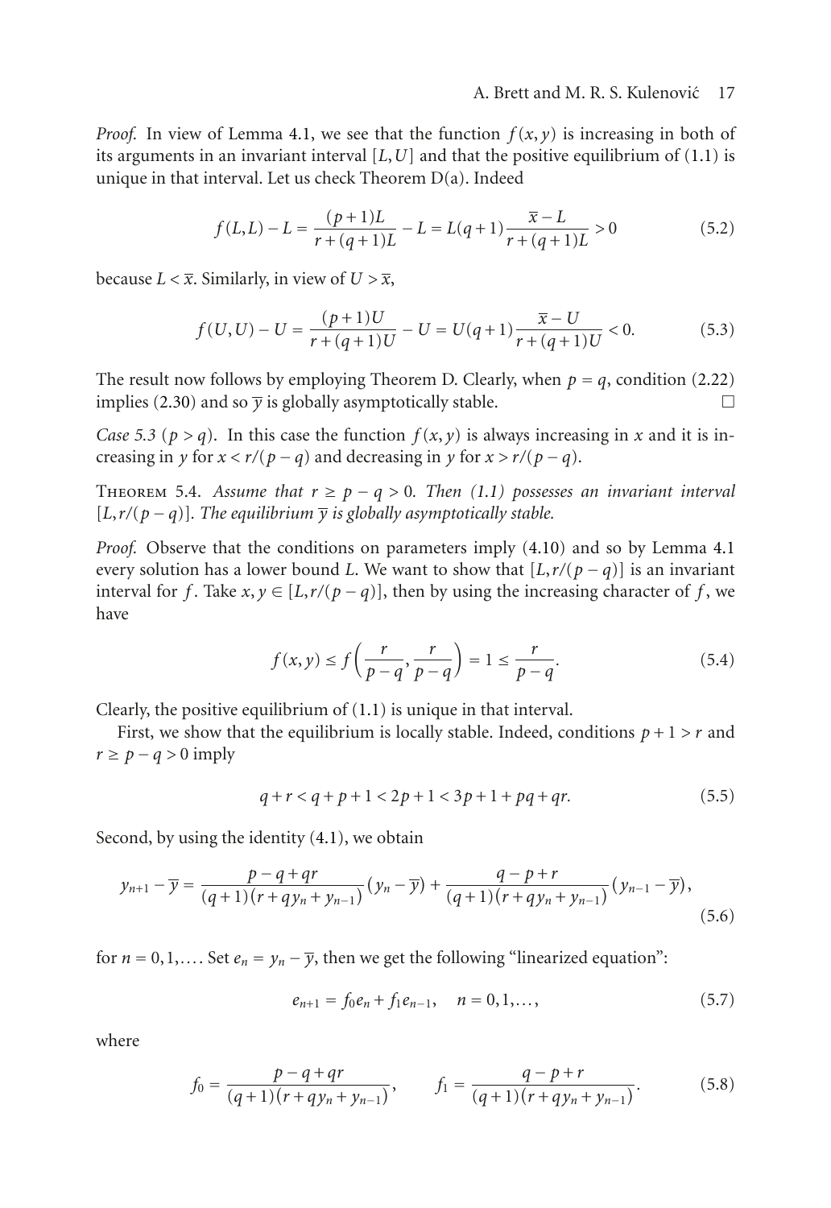*Proof.* In view of Lemma 4.1, we see that the function $f(x,y)$ is increasing in both of its arguments in an invariant interval $[L,U]$ and that the positive equilibrium of (1.1) is unique in that interval. Let us check Theorem D(a). Indeed

$$f(L,L) - L = \frac{(p+1)L}{r+(q+1)L} - L = L(q+1)\frac{\bar{x}-L}{r+(q+1)L} > 0 \tag{5.2}$$

because $L < \bar{x}$. Similarly, in view of $U > \bar{x}$,

$$f(U,U) - U = \frac{(p+1)U}{r+(q+1)U} - U = U(q+1)\frac{\bar{x}-U}{r+(q+1)U} < 0. \tag{5.3}$$

The result now follows by employing Theorem D. Clearly, when $p = q$, condition (2.22) implies (2.30) and so $\bar{y}$ is globally asymptotically stable. □

*Case 5.3* ($p > q$). In this case the function $f(x,y)$ is always increasing in $x$ and it is increasing in $y$ for $x < r/(p-q)$ and decreasing in $y$ for $x > r/(p-q)$.

Theorem 5.4. *Assume that $r \geq p - q > 0$. Then (1.1) possesses an invariant interval $[L, r/(p-q)]$. The equilibrium $\bar{y}$ is globally asymptotically stable.*

*Proof.* Observe that the conditions on parameters imply (4.10) and so by Lemma 4.1 every solution has a lower bound $L$. We want to show that $[L, r/(p-q)]$ is an invariant interval for $f$. Take $x, y \in [L, r/(p-q)]$, then by using the increasing character of $f$, we have

$$f(x,y) \leq f\left(\frac{r}{p-q}, \frac{r}{p-q}\right) = 1 \leq \frac{r}{p-q}. \tag{5.4}$$

Clearly, the positive equilibrium of (1.1) is unique in that interval.

First, we show that the equilibrium is locally stable. Indeed, conditions $p+1 > r$ and $r \geq p-q > 0$ imply

$$q + r < q + p + 1 < 2p + 1 < 3p + 1 + pq + qr. \tag{5.5}$$

Second, by using the identity (4.1), we obtain

$$y_{n+1} - \bar{y} = \frac{p-q+qr}{(q+1)(r+qy_n+y_{n-1})}(y_n - \bar{y}) + \frac{q-p+r}{(q+1)(r+qy_n+y_{n-1})}(y_{n-1} - \bar{y}), \tag{5.6}$$

for $n = 0, 1, \ldots$. Set $e_n = y_n - \bar{y}$, then we get the following "linearized equation":

$$e_{n+1} = f_0 e_n + f_1 e_{n-1}, \quad n = 0, 1, \ldots, \tag{5.7}$$

where

$$f_0 = \frac{p-q+qr}{(q+1)(r+qy_n+y_{n-1})}, \qquad f_1 = \frac{q-p+r}{(q+1)(r+qy_n+y_{n-1})}. \tag{5.8}$$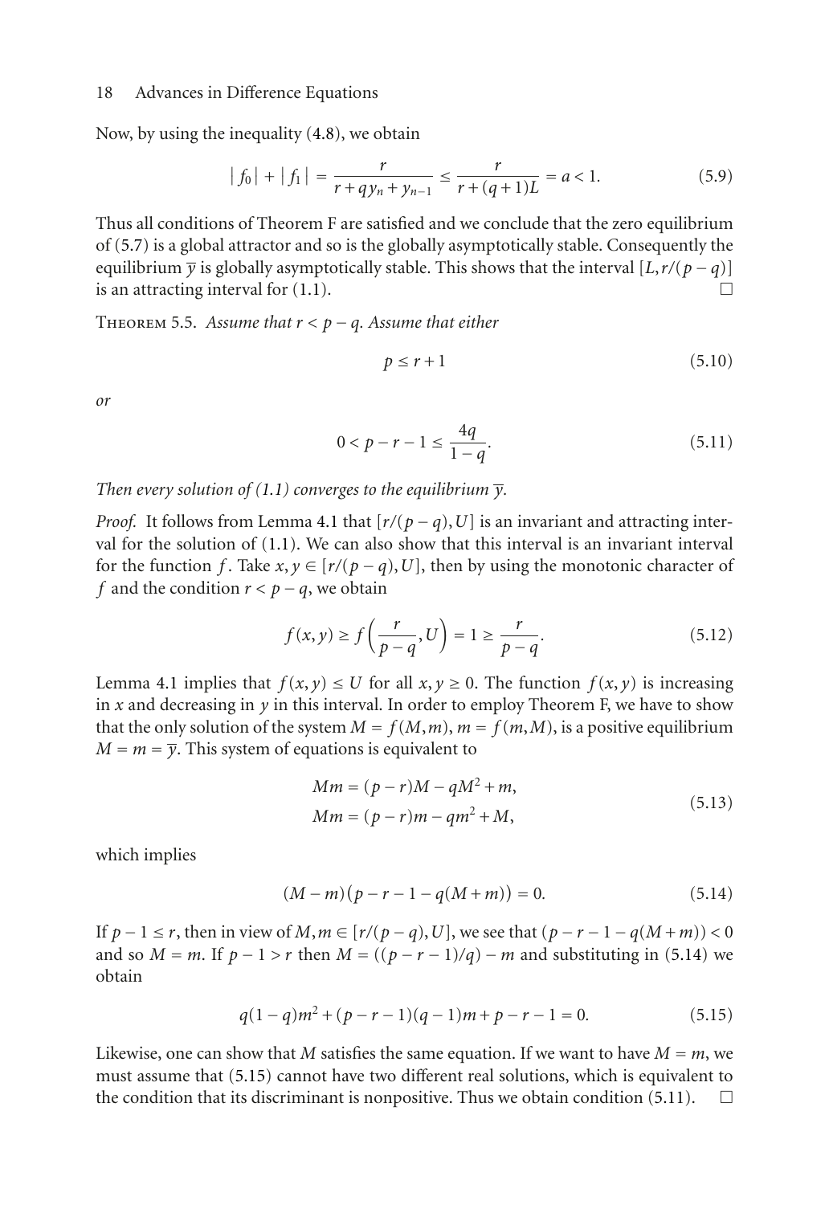Now, by using the inequality (4.8), we obtain

$$|f_0| + |f_1| = \frac{r}{r + qy_n + y_{n-1}} \leq \frac{r}{r + (q+1)L} = a < 1. \tag{5.9}$$

Thus all conditions of Theorem F are satisfied and we conclude that the zero equilibrium of (5.7) is a global attractor and so is the globally asymptotically stable. Consequently the equilibrium $\overline{y}$ is globally asymptotically stable. This shows that the interval $[L, r/(p-q)]$ is an attracting interval for (1.1). □

Theorem 5.5. *Assume that $r < p - q$. Assume that either*

$$p \leq r + 1 \tag{5.10}$$

*or*

$$0 < p - r - 1 \leq \frac{4q}{1-q}. \tag{5.11}$$

*Then every solution of (1.1) converges to the equilibrium $\overline{y}$.*

*Proof.* It follows from Lemma 4.1 that $[r/(p-q), U]$ is an invariant and attracting interval for the solution of (1.1). We can also show that this interval is an invariant interval for the function $f$. Take $x, y \in [r/(p-q), U]$, then by using the monotonic character of $f$ and the condition $r < p - q$, we obtain

$$f(x, y) \geq f\left(\frac{r}{p-q}, U\right) = 1 \geq \frac{r}{p-q}. \tag{5.12}$$

Lemma 4.1 implies that $f(x, y) \leq U$ for all $x, y \geq 0$. The function $f(x, y)$ is increasing in $x$ and decreasing in $y$ in this interval. In order to employ Theorem F, we have to show that the only solution of the system $M = f(M, m)$, $m = f(m, M)$, is a positive equilibrium $M = m = \overline{y}$. This system of equations is equivalent to

$$\begin{aligned} Mm &= (p-r)M - qM^2 + m, \\ Mm &= (p-r)m - qm^2 + M, \end{aligned} \tag{5.13}$$

which implies

$$(M - m)(p - r - 1 - q(M + m)) = 0. \tag{5.14}$$

If $p - 1 \leq r$, then in view of $M, m \in [r/(p-q), U]$, we see that $(p - r - 1 - q(M+m)) < 0$ and so $M = m$. If $p - 1 > r$ then $M = ((p - r - 1)/q) - m$ and substituting in (5.14) we obtain

$$q(1-q)m^2 + (p - r - 1)(q - 1)m + p - r - 1 = 0. \tag{5.15}$$

Likewise, one can show that $M$ satisfies the same equation. If we want to have $M = m$, we must assume that (5.15) cannot have two different real solutions, which is equivalent to the condition that its discriminant is nonpositive. Thus we obtain condition (5.11). □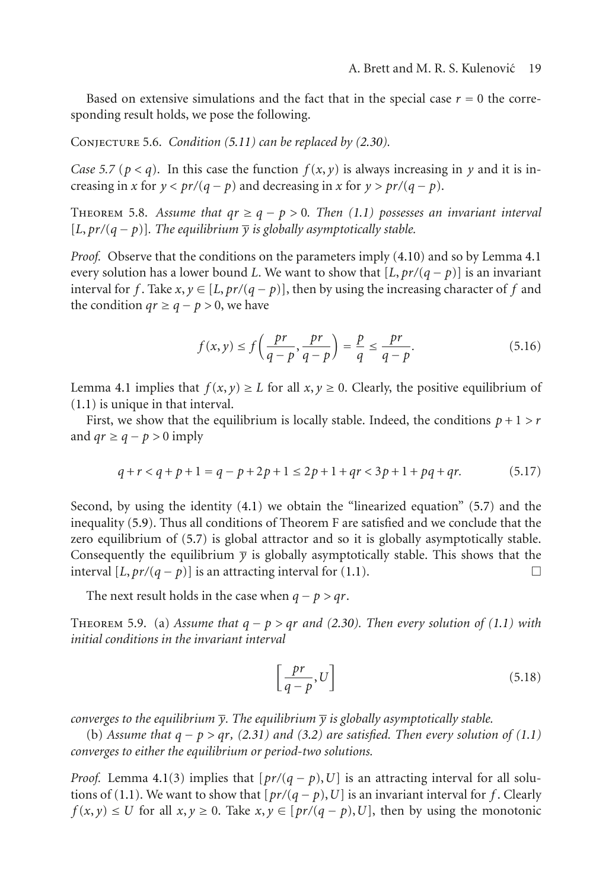Based on extensive simulations and the fact that in the special case $r = 0$ the corresponding result holds, we pose the following.

Conjecture 5.6. *Condition (5.11) can be replaced by (2.30).*

*Case 5.7* ($p < q$). In this case the function $f(x, y)$ is always increasing in $y$ and it is increasing in $x$ for $y < pr/(q - p)$ and decreasing in $x$ for $y > pr/(q - p)$.

Theorem 5.8. *Assume that $qr \geq q - p > 0$. Then (1.1) possesses an invariant interval $[L, pr/(q - p)]$. The equilibrium $\overline{y}$ is globally asymptotically stable.*

*Proof.* Observe that the conditions on the parameters imply (4.10) and so by Lemma 4.1 every solution has a lower bound $L$. We want to show that $[L, pr/(q - p)]$ is an invariant interval for $f$. Take $x, y \in [L, pr/(q - p)]$, then by using the increasing character of $f$ and the condition $qr \geq q - p > 0$, we have

$$f(x, y) \leq f\left(\frac{pr}{q - p}, \frac{pr}{q - p}\right) = \frac{p}{q} \leq \frac{pr}{q - p}. \tag{5.16}$$

Lemma 4.1 implies that $f(x, y) \geq L$ for all $x, y \geq 0$. Clearly, the positive equilibrium of (1.1) is unique in that interval.

First, we show that the equilibrium is locally stable. Indeed, the conditions $p + 1 > r$ and $qr \geq q - p > 0$ imply

$$q + r < q + p + 1 = q - p + 2p + 1 \leq 2p + 1 + qr < 3p + 1 + pq + qr. \tag{5.17}$$

Second, by using the identity (4.1) we obtain the "linearized equation" (5.7) and the inequality (5.9). Thus all conditions of Theorem F are satisfied and we conclude that the zero equilibrium of (5.7) is global attractor and so it is globally asymptotically stable. Consequently the equilibrium $\overline{y}$ is globally asymptotically stable. This shows that the interval $[L, pr/(q - p)]$ is an attracting interval for (1.1). □

The next result holds in the case when $q - p > qr$.

Theorem 5.9. (a) *Assume that $q - p > qr$ and (2.30). Then every solution of (1.1) with initial conditions in the invariant interval*

$$\left[\frac{pr}{q - p}, U\right] \tag{5.18}$$

*converges to the equilibrium $\overline{y}$. The equilibrium $\overline{y}$ is globally asymptotically stable.*

(b) *Assume that $q - p > qr$, (2.31) and (3.2) are satisfied. Then every solution of (1.1) converges to either the equilibrium or period-two solutions.*

*Proof.* Lemma 4.1(3) implies that $[pr/(q - p), U]$ is an attracting interval for all solutions of (1.1). We want to show that $[pr/(q - p), U]$ is an invariant interval for $f$. Clearly $f(x, y) \leq U$ for all $x, y \geq 0$. Take $x, y \in [pr/(q - p), U]$, then by using the monotonic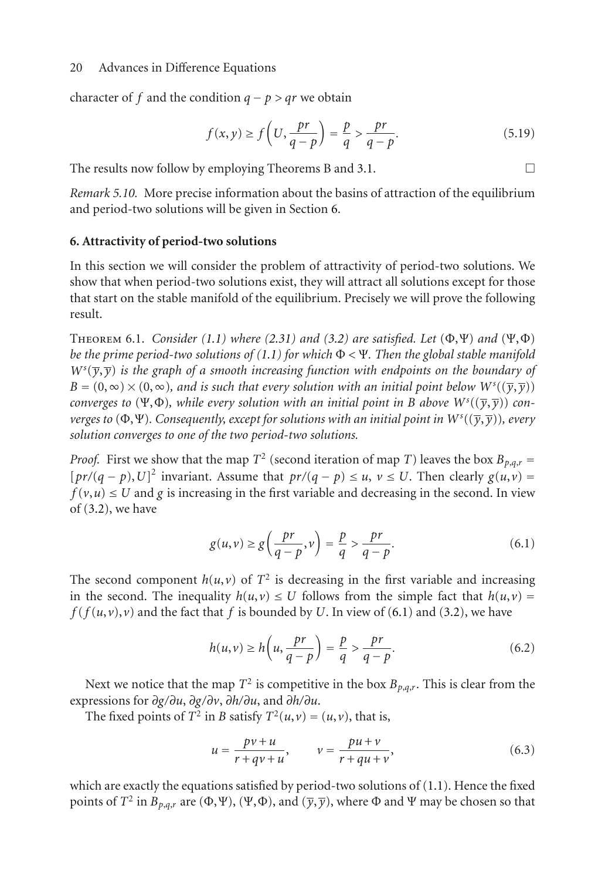character of $f$ and the condition $q - p > qr$ we obtain

$$f(x, y) \geq f\left(U, \frac{pr}{q-p}\right) = \frac{p}{q} > \frac{pr}{q-p}. \tag{5.19}$$

The results now follow by employing Theorems B and 3.1. $\square$

*Remark 5.10.* More precise information about the basins of attraction of the equilibrium and period-two solutions will be given in Section 6.

## 6. Attractivity of period-two solutions

In this section we will consider the problem of attractivity of period-two solutions. We show that when period-two solutions exist, they will attract all solutions except for those that start on the stable manifold of the equilibrium. Precisely we will prove the following result.

Theorem 6.1. *Consider (1.1) where (2.31) and (3.2) are satisfied. Let $(\Phi, \Psi)$ and $(\Psi, \Phi)$ be the prime period-two solutions of (1.1) for which $\Phi < \Psi$. Then the global stable manifold $W^s(\overline{y}, \overline{y})$ is the graph of a smooth increasing function with endpoints on the boundary of $B = (0, \infty) \times (0, \infty)$, and is such that every solution with an initial point below $W^s((\overline{y}, \overline{y}))$ converges to $(\Psi, \Phi)$, while every solution with an initial point in $B$ above $W^s((\overline{y}, \overline{y}))$ converges to $(\Phi, \Psi)$. Consequently, except for solutions with an initial point in $W^s((\overline{y}, \overline{y}))$, every solution converges to one of the two period-two solutions.*

*Proof.* First we show that the map $T^2$ (second iteration of map $T$) leaves the box $B_{p,q,r} = [pr/(q-p), U]^2$ invariant. Assume that $pr/(q-p) \leq u$, $v \leq U$. Then clearly $g(u, v) = f(v, u) \leq U$ and $g$ is increasing in the first variable and decreasing in the second. In view of (3.2), we have

$$g(u, v) \geq g\left(\frac{pr}{q-p}, v\right) = \frac{p}{q} > \frac{pr}{q-p}. \tag{6.1}$$

The second component $h(u, v)$ of $T^2$ is decreasing in the first variable and increasing in the second. The inequality $h(u, v) \leq U$ follows from the simple fact that $h(u, v) = f(f(u, v), v)$ and the fact that $f$ is bounded by $U$. In view of (6.1) and (3.2), we have

$$h(u, v) \geq h\left(u, \frac{pr}{q-p}\right) = \frac{p}{q} > \frac{pr}{q-p}. \tag{6.2}$$

Next we notice that the map $T^2$ is competitive in the box $B_{p,q,r}$. This is clear from the expressions for $\partial g/\partial u$, $\partial g/\partial v$, $\partial h/\partial u$, and $\partial h/\partial u$.

The fixed points of $T^2$ in $B$ satisfy $T^2(u, v) = (u, v)$, that is,

$$u = \frac{pv + u}{r + qv + u}, \qquad v = \frac{pu + v}{r + qu + v}, \tag{6.3}$$

which are exactly the equations satisfied by period-two solutions of (1.1). Hence the fixed points of $T^2$ in $B_{p,q,r}$ are $(\Phi, \Psi)$, $(\Psi, \Phi)$, and $(\overline{y}, \overline{y})$, where $\Phi$ and $\Psi$ may be chosen so that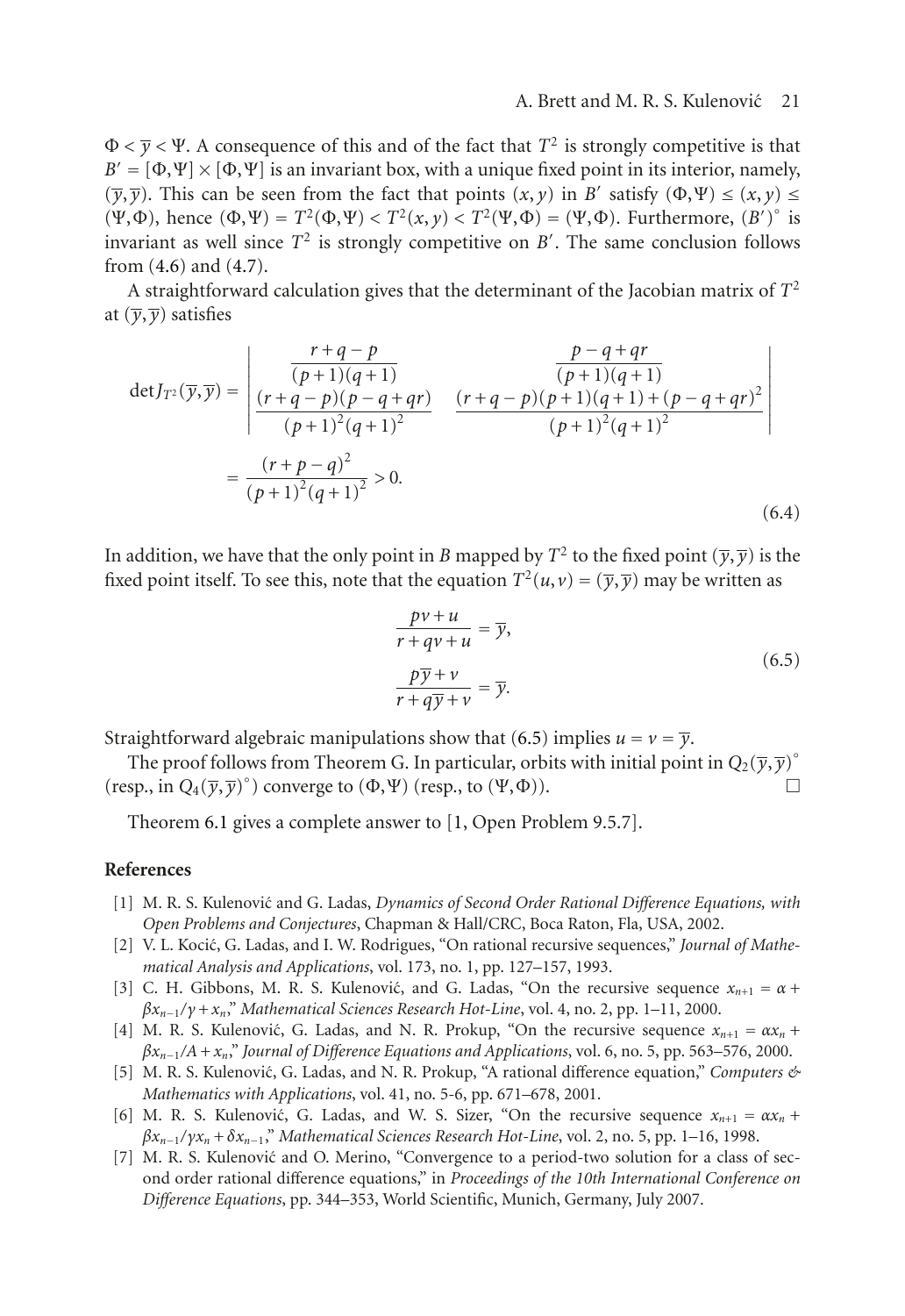$\Phi < \overline{y} < \Psi$. A consequence of this and of the fact that $T^2$ is strongly competitive is that $B' = [\Phi, \Psi] \times [\Phi, \Psi]$ is an invariant box, with a unique fixed point in its interior, namely, $(\overline{y}, \overline{y})$. This can be seen from the fact that points $(x, y)$ in $B'$ satisfy $(\Phi, \Psi) \preceq (x, y) \preceq (\Psi, \Phi)$, hence $(\Phi, \Psi) = T^2(\Phi, \Psi) \prec T^2(x, y) \prec T^2(\Psi, \Phi) = (\Psi, \Phi)$. Furthermore, $(B')^\circ$ is invariant as well since $T^2$ is strongly competitive on $B'$. The same conclusion follows from (4.6) and (4.7).

A straightforward calculation gives that the determinant of the Jacobian matrix of $T^2$ at $(\overline{y}, \overline{y})$ satisfies

$$
\begin{aligned}
\det J_{T^2}(\overline{y}, \overline{y}) &= \begin{vmatrix} \dfrac{r+q-p}{(p+1)(q+1)} & \dfrac{p-q+qr}{(p+1)(q+1)} \\ \dfrac{(r+q-p)(p-q+qr)}{(p+1)^2(q+1)^2} & \dfrac{(r+q-p)(p+1)(q+1)+(p-q+qr)^2}{(p+1)^2(q+1)^2} \end{vmatrix} \\
&= \frac{(r+p-q)^2}{(p+1)^2(q+1)^2} > 0.
\end{aligned}
\tag{6.4}
$$

In addition, we have that the only point in $B$ mapped by $T^2$ to the fixed point $(\overline{y}, \overline{y})$ is the fixed point itself. To see this, note that the equation $T^2(u, v) = (\overline{y}, \overline{y})$ may be written as

$$
\begin{aligned}
\frac{pv+u}{r+qv+u} &= \overline{y}, \\
\frac{p\overline{y}+v}{r+q\overline{y}+v} &= \overline{y}.
\end{aligned}
\tag{6.5}
$$

Straightforward algebraic manipulations show that (6.5) implies $u = v = \overline{y}$.

The proof follows from Theorem G. In particular, orbits with initial point in $Q_2(\overline{y}, \overline{y})^\circ$ (resp., in $Q_4(\overline{y}, \overline{y})^\circ$) converge to $(\Phi, \Psi)$ (resp., to $(\Psi, \Phi)$). □

Theorem 6.1 gives a complete answer to [1, Open Problem 9.5.7].

## References

[1] M. R. S. Kulenović and G. Ladas, *Dynamics of Second Order Rational Difference Equations, with Open Problems and Conjectures*, Chapman & Hall/CRC, Boca Raton, Fla, USA, 2002.

[2] V. L. Kocić, G. Ladas, and I. W. Rodrigues, "On rational recursive sequences," *Journal of Mathematical Analysis and Applications*, vol. 173, no. 1, pp. 127–157, 1993.

[3] C. H. Gibbons, M. R. S. Kulenović, and G. Ladas, "On the recursive sequence $x_{n+1} = \alpha + \beta x_{n-1}/\gamma + x_n$," *Mathematical Sciences Research Hot-Line*, vol. 4, no. 2, pp. 1–11, 2000.

[4] M. R. S. Kulenović, G. Ladas, and N. R. Prokup, "On the recursive sequence $x_{n+1} = \alpha x_n + \beta x_{n-1}/A + x_n$," *Journal of Difference Equations and Applications*, vol. 6, no. 5, pp. 563–576, 2000.

[5] M. R. S. Kulenović, G. Ladas, and N. R. Prokup, "A rational difference equation," *Computers & Mathematics with Applications*, vol. 41, no. 5-6, pp. 671–678, 2001.

[6] M. R. S. Kulenović, G. Ladas, and W. S. Sizer, "On the recursive sequence $x_{n+1} = \alpha x_n + \beta x_{n-1}/\gamma x_n + \delta x_{n-1}$," *Mathematical Sciences Research Hot-Line*, vol. 2, no. 5, pp. 1–16, 1998.

[7] M. R. S. Kulenović and O. Merino, "Convergence to a period-two solution for a class of second order rational difference equations," in *Proceedings of the 10th International Conference on Difference Equations*, pp. 344–353, World Scientific, Munich, Germany, July 2007.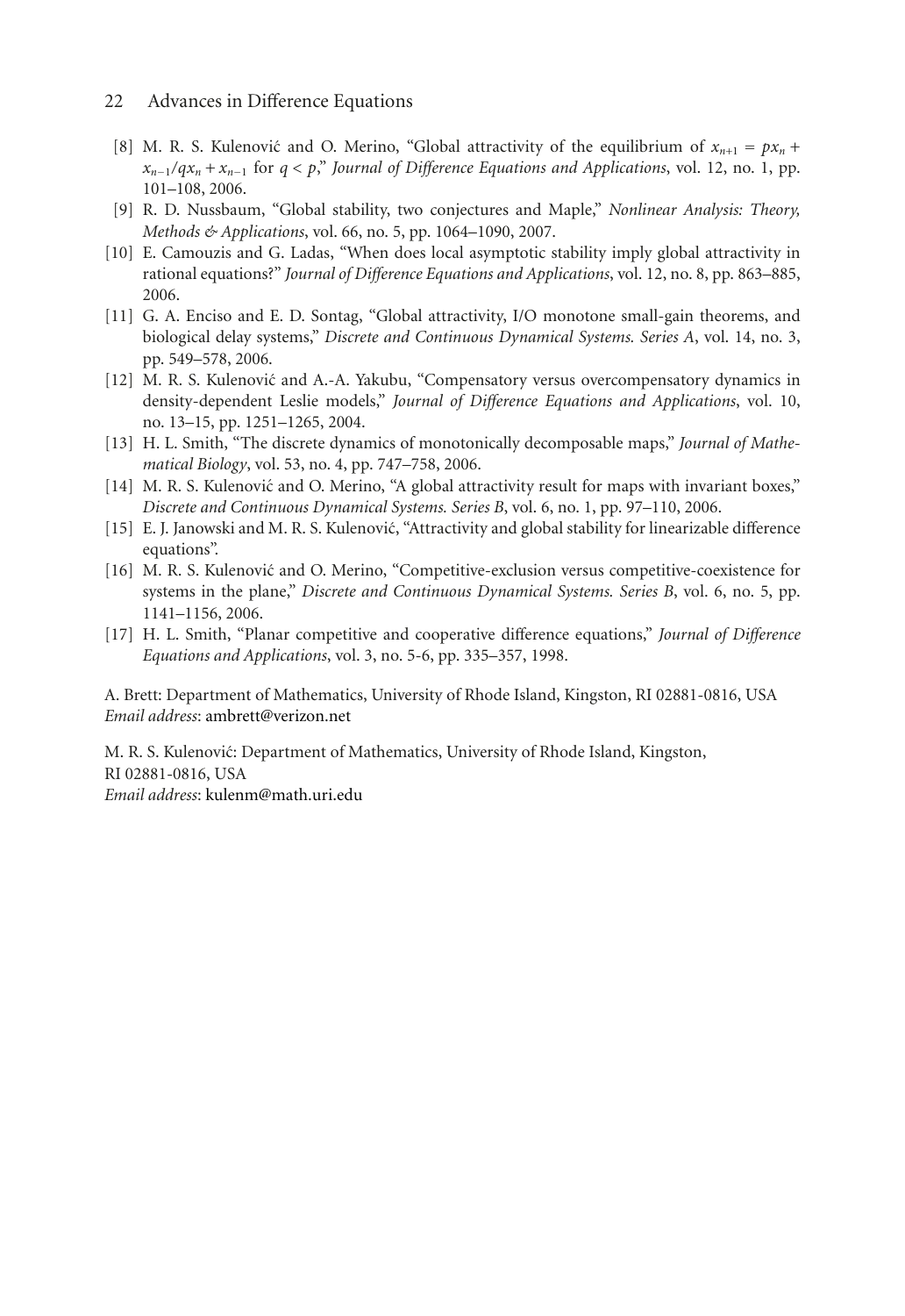[8] M. R. S. Kulenović and O. Merino, "Global attractivity of the equilibrium of $x_{n+1} = px_n + x_{n-1}/qx_n + x_{n-1}$ for $q < p$," *Journal of Difference Equations and Applications*, vol. 12, no. 1, pp. 101–108, 2006.

[9] R. D. Nussbaum, "Global stability, two conjectures and Maple," *Nonlinear Analysis: Theory, Methods & Applications*, vol. 66, no. 5, pp. 1064–1090, 2007.

[10] E. Camouzis and G. Ladas, "When does local asymptotic stability imply global attractivity in rational equations?" *Journal of Difference Equations and Applications*, vol. 12, no. 8, pp. 863–885, 2006.

[11] G. A. Enciso and E. D. Sontag, "Global attractivity, I/O monotone small-gain theorems, and biological delay systems," *Discrete and Continuous Dynamical Systems. Series A*, vol. 14, no. 3, pp. 549–578, 2006.

[12] M. R. S. Kulenović and A.-A. Yakubu, "Compensatory versus overcompensatory dynamics in density-dependent Leslie models," *Journal of Difference Equations and Applications*, vol. 10, no. 13–15, pp. 1251–1265, 2004.

[13] H. L. Smith, "The discrete dynamics of monotonically decomposable maps," *Journal of Mathematical Biology*, vol. 53, no. 4, pp. 747–758, 2006.

[14] M. R. S. Kulenović and O. Merino, "A global attractivity result for maps with invariant boxes," *Discrete and Continuous Dynamical Systems. Series B*, vol. 6, no. 1, pp. 97–110, 2006.

[15] E. J. Janowski and M. R. S. Kulenović, "Attractivity and global stability for linearizable difference equations".

[16] M. R. S. Kulenović and O. Merino, "Competitive-exclusion versus competitive-coexistence for systems in the plane," *Discrete and Continuous Dynamical Systems. Series B*, vol. 6, no. 5, pp. 1141–1156, 2006.

[17] H. L. Smith, "Planar competitive and cooperative difference equations," *Journal of Difference Equations and Applications*, vol. 3, no. 5-6, pp. 335–357, 1998.

A. Brett: Department of Mathematics, University of Rhode Island, Kingston, RI 02881-0816, USA
*Email address*: ambrett@verizon.net

M. R. S. Kulenović: Department of Mathematics, University of Rhode Island, Kingston, RI 02881-0816, USA
*Email address*: kulenm@math.uri.edu